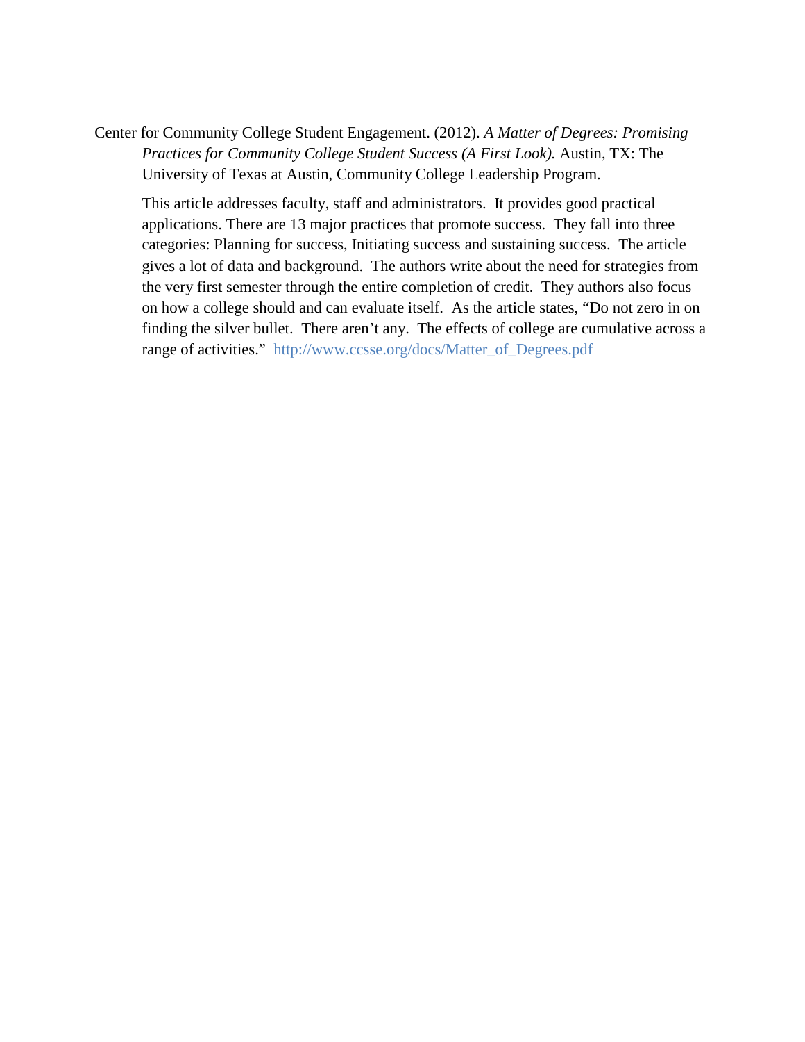Center for Community College Student Engagement. (2012). *A Matter of Degrees: Promising Practices for Community College Student Success (A First Look).* Austin, TX: The University of Texas at Austin, Community College Leadership Program.

This article addresses faculty, staff and administrators. It provides good practical applications. There are 13 major practices that promote success. They fall into three categories: Planning for success, Initiating success and sustaining success. The article gives a lot of data and background. The authors write about the need for strategies from the very first semester through the entire completion of credit. They authors also focus on how a college should and can evaluate itself. As the article states, "Do not zero in on finding the silver bullet. There aren't any. The effects of college are cumulative across a range of activities." http://www.ccsse.org/docs/Matter_of_Degrees.pdf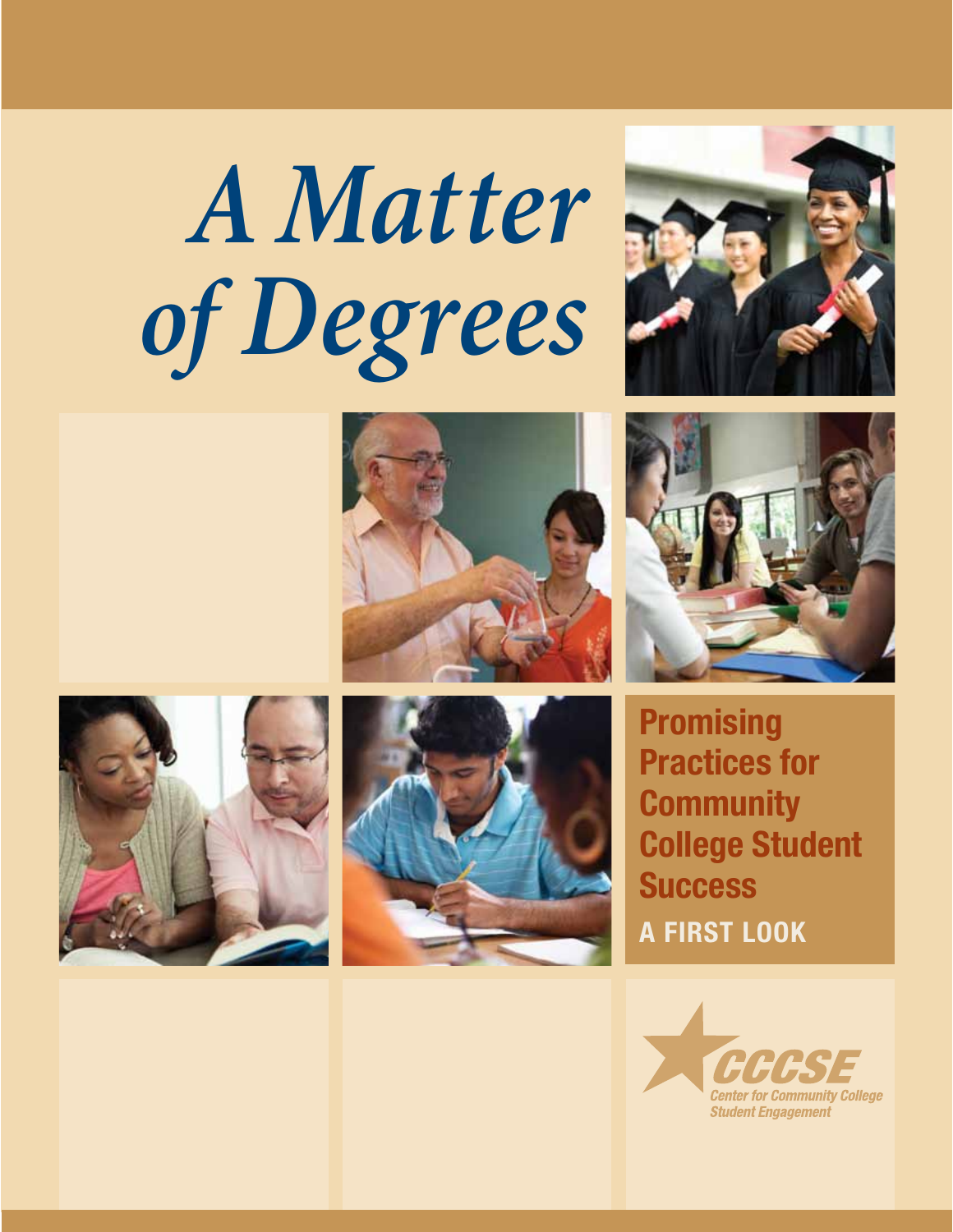# *A Matter of Degrees*

**Promising Practices for Community College Student Success**

**A FIRST LOOK**

CCSSE

Center for Community College Student Engagement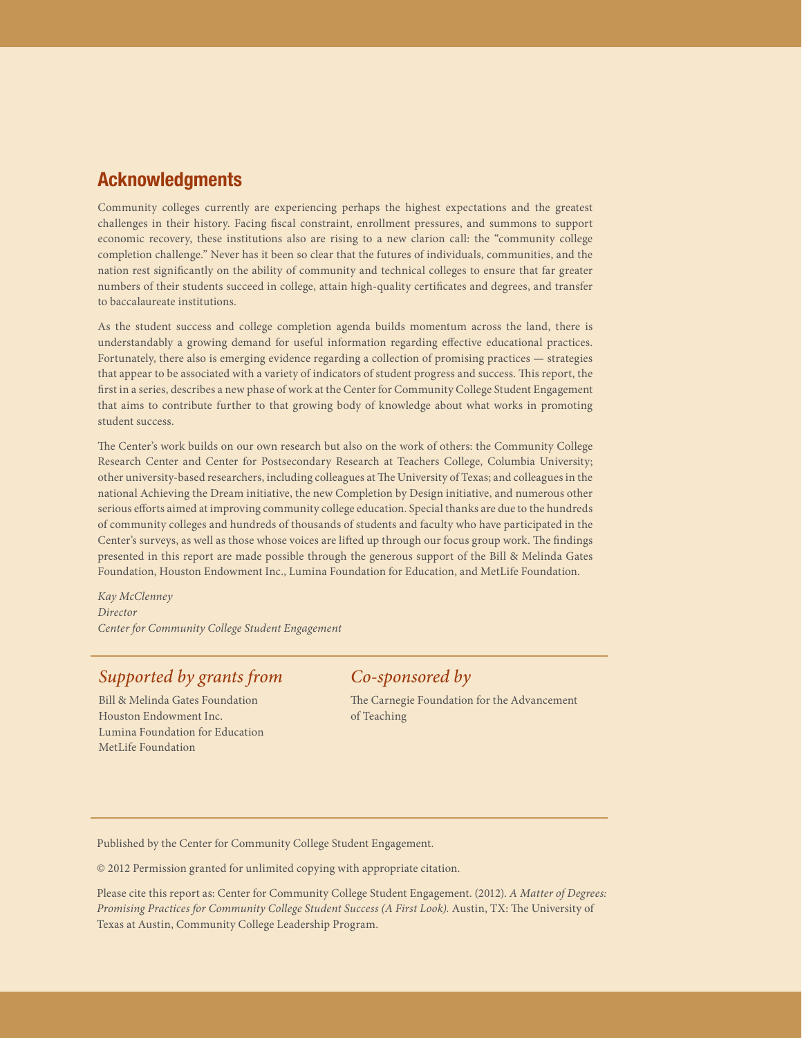## Acknowledgments

Community colleges currently are experiencing perhaps the highest expectations and the greatest challenges in their history. Facing fiscal constraint, enrollment pressures, and summons to support economic recovery, these institutions also are rising to a new clarion call: the "community college completion challenge." Never has it been so clear that the futures of individuals, communities, and the nation rest significantly on the ability of community and technical colleges to ensure that far greater numbers of their students succeed in college, attain high-quality certificates and degrees, and transfer to baccalaureate institutions.

As the student success and college completion agenda builds momentum across the land, there is understandably a growing demand for useful information regarding effective educational practices. Fortunately, there also is emerging evidence regarding a collection of promising practices — strategies that appear to be associated with a variety of indicators of student progress and success. This report, the first in a series, describes a new phase of work at the Center for Community College Student Engagement that aims to contribute further to that growing body of knowledge about what works in promoting student success.

The Center's work builds on our own research but also on the work of others: the Community College Research Center and Center for Postsecondary Research at Teachers College, Columbia University; other university-based researchers, including colleagues at The University of Texas; and colleagues in the national Achieving the Dream initiative, the new Completion by Design initiative, and numerous other serious efforts aimed at improving community college education. Special thanks are due to the hundreds of community colleges and hundreds of thousands of students and faculty who have participated in the Center's surveys, as well as those whose voices are lifted up through our focus group work. The findings presented in this report are made possible through the generous support of the Bill & Melinda Gates Foundation, Houston Endowment Inc., Lumina Foundation for Education, and MetLife Foundation.

*Kay McClenney*
*Director*
*Center for Community College Student Engagement*

### *Supported by grants from*

Bill & Melinda Gates Foundation
Houston Endowment Inc.
Lumina Foundation for Education
MetLife Foundation

### *Co-sponsored by*

The Carnegie Foundation for the Advancement of Teaching

Published by the Center for Community College Student Engagement.

© 2012 Permission granted for unlimited copying with appropriate citation.

Please cite this report as: Center for Community College Student Engagement. (2012). *A Matter of Degrees: Promising Practices for Community College Student Success (A First Look).* Austin, TX: The University of Texas at Austin, Community College Leadership Program.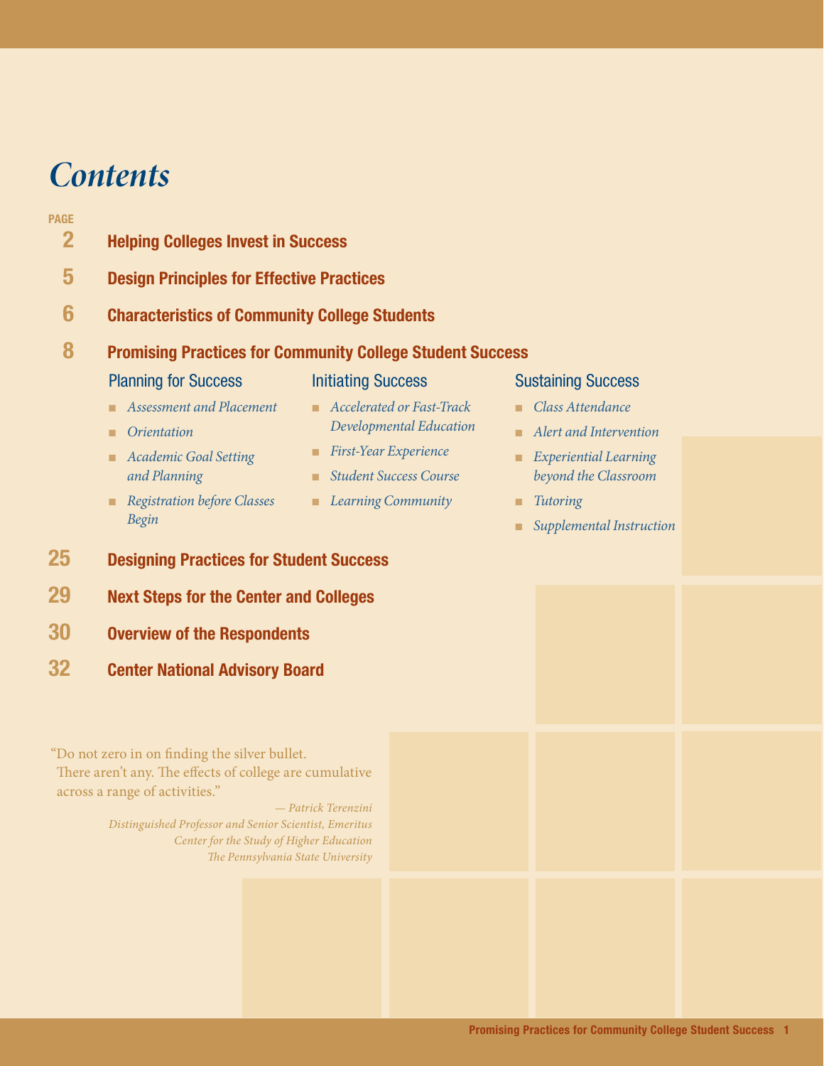# Contents

PAGE

**2** **Helping Colleges Invest in Success**

**5** **Design Principles for Effective Practices**

**6** **Characteristics of Community College Students**

**8** **Promising Practices for Community College Student Success**

Planning for Success

- *Assessment and Placement*
- *Orientation*
- *Academic Goal Setting and Planning*
- *Registration before Classes Begin*

Initiating Success

- *Accelerated or Fast-Track Developmental Education*
- *First-Year Experience*
- *Student Success Course*
- *Learning Community*

Sustaining Success

- *Class Attendance*
- *Alert and Intervention*
- *Experiential Learning beyond the Classroom*
- *Tutoring*
- *Supplemental Instruction*

**25** **Designing Practices for Student Success**

**29** **Next Steps for the Center and Colleges**

**30** **Overview of the Respondents**

**32** **Center National Advisory Board**

"Do not zero in on finding the silver bullet. There aren't any. The effects of college are cumulative across a range of activities."

*— Patrick Terenzini*
*Distinguished Professor and Senior Scientist, Emeritus*
*Center for the Study of Higher Education*
*The Pennsylvania State University*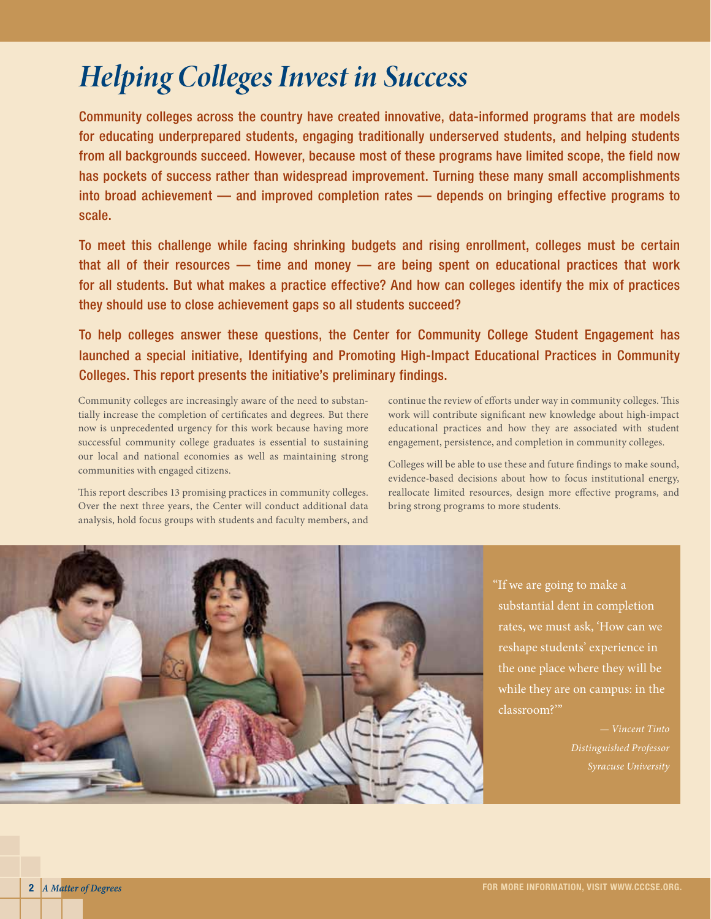# *Helping Colleges Invest in Success*

Community colleges across the country have created innovative, data-informed programs that are models for educating underprepared students, engaging traditionally underserved students, and helping students from all backgrounds succeed. However, because most of these programs have limited scope, the field now has pockets of success rather than widespread improvement. Turning these many small accomplishments into broad achievement — and improved completion rates — depends on bringing effective programs to scale.

To meet this challenge while facing shrinking budgets and rising enrollment, colleges must be certain that all of their resources — time and money — are being spent on educational practices that work for all students. But what makes a practice effective? And how can colleges identify the mix of practices they should use to close achievement gaps so all students succeed?

To help colleges answer these questions, the Center for Community College Student Engagement has launched a special initiative, Identifying and Promoting High-Impact Educational Practices in Community Colleges. This report presents the initiative's preliminary findings.

Community colleges are increasingly aware of the need to substantially increase the completion of certificates and degrees. But there now is unprecedented urgency for this work because having more successful community college graduates is essential to sustaining our local and national economies as well as maintaining strong communities with engaged citizens.

This report describes 13 promising practices in community colleges. Over the next three years, the Center will conduct additional data analysis, hold focus groups with students and faculty members, and continue the review of efforts under way in community colleges. This work will contribute significant new knowledge about high-impact educational practices and how they are associated with student engagement, persistence, and completion in community colleges.

Colleges will be able to use these and future findings to make sound, evidence-based decisions about how to focus institutional energy, reallocate limited resources, design more effective programs, and bring strong programs to more students.

"If we are going to make a substantial dent in completion rates, we must ask, 'How can we reshape students' experience in the one place where they will be while they are on campus: in the classroom?'"

*— Vincent Tinto*
*Distinguished Professor*
*Syracuse University*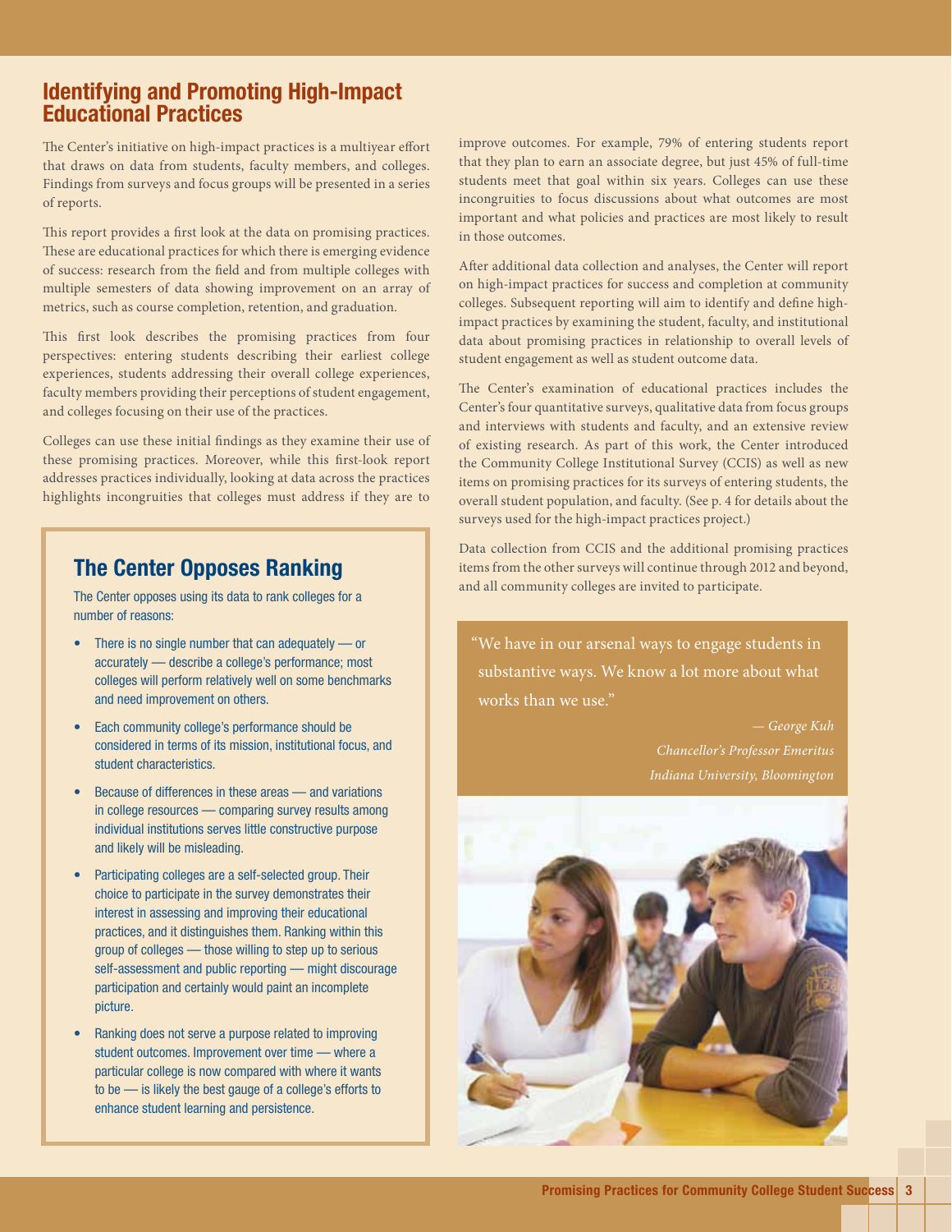## Identifying and Promoting High-Impact Educational Practices

The Center's initiative on high-impact practices is a multiyear effort that draws on data from students, faculty members, and colleges. Findings from surveys and focus groups will be presented in a series of reports.

This report provides a first look at the data on promising practices. These are educational practices for which there is emerging evidence of success: research from the field and from multiple colleges with multiple semesters of data showing improvement on an array of metrics, such as course completion, retention, and graduation.

This first look describes the promising practices from four perspectives: entering students describing their earliest college experiences, students addressing their overall college experiences, faculty members providing their perceptions of student engagement, and colleges focusing on their use of the practices.

Colleges can use these initial findings as they examine their use of these promising practices. Moreover, while this first-look report addresses practices individually, looking at data across the practices highlights incongruities that colleges must address if they are to improve outcomes. For example, 79% of entering students report that they plan to earn an associate degree, but just 45% of full-time students meet that goal within six years. Colleges can use these incongruities to focus discussions about what outcomes are most important and what policies and practices are most likely to result in those outcomes.

After additional data collection and analyses, the Center will report on high-impact practices for success and completion at community colleges. Subsequent reporting will aim to identify and define high-impact practices by examining the student, faculty, and institutional data about promising practices in relationship to overall levels of student engagement as well as student outcome data.

The Center's examination of educational practices includes the Center's four quantitative surveys, qualitative data from focus groups and interviews with students and faculty, and an extensive review of existing research. As part of this work, the Center introduced the Community College Institutional Survey (CCIS) as well as new items on promising practices for its surveys of entering students, the overall student population, and faculty. (See p. 4 for details about the surveys used for the high-impact practices project.)

Data collection from CCIS and the additional promising practices items from the other surveys will continue through 2012 and beyond, and all community colleges are invited to participate.

### The Center Opposes Ranking

The Center opposes using its data to rank colleges for a number of reasons:

- There is no single number that can adequately — or accurately — describe a college's performance; most colleges will perform relatively well on some benchmarks and need improvement on others.
- Each community college's performance should be considered in terms of its mission, institutional focus, and student characteristics.
- Because of differences in these areas — and variations in college resources — comparing survey results among individual institutions serves little constructive purpose and likely will be misleading.
- Participating colleges are a self-selected group. Their choice to participate in the survey demonstrates their interest in assessing and improving their educational practices, and it distinguishes them. Ranking within this group of colleges — those willing to step up to serious self-assessment and public reporting — might discourage participation and certainly would paint an incomplete picture.
- Ranking does not serve a purpose related to improving student outcomes. Improvement over time — where a particular college is now compared with where it wants to be — is likely the best gauge of a college's efforts to enhance student learning and persistence.

"We have in our arsenal ways to engage students in substantive ways. We know a lot more about what works than we use."

*— George Kuh*
*Chancellor's Professor Emeritus*
*Indiana University, Bloomington*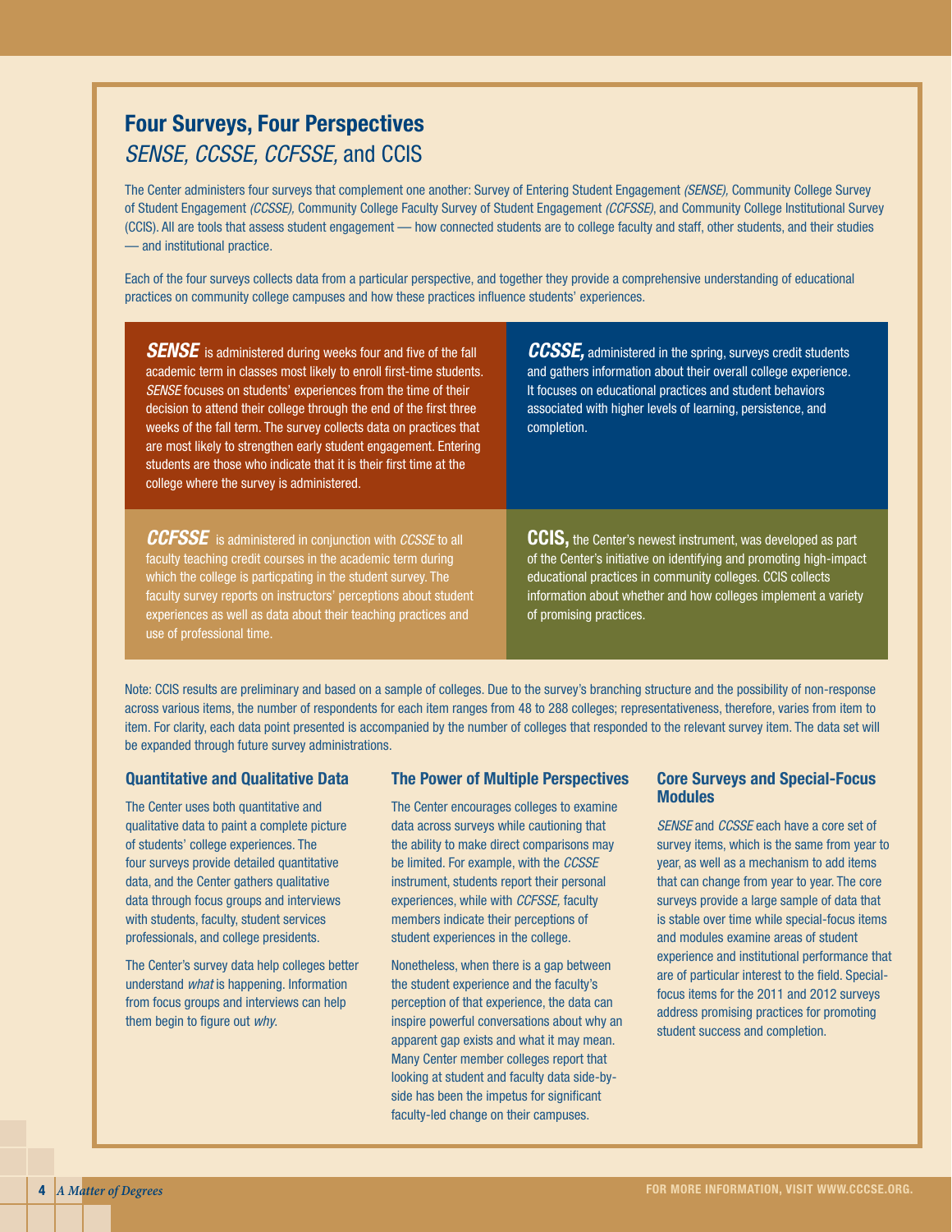## Four Surveys, Four Perspectives

### *SENSE, CCSSE, CCFSSE,* and CCIS

The Center administers four surveys that complement one another: Survey of Entering Student Engagement *(SENSE),* Community College Survey of Student Engagement *(CCSSE),* Community College Faculty Survey of Student Engagement *(CCFSSE)*, and Community College Institutional Survey (CCIS). All are tools that assess student engagement — how connected students are to college faculty and staff, other students, and their studies — and institutional practice.

Each of the four surveys collects data from a particular perspective, and together they provide a comprehensive understanding of educational practices on community college campuses and how these practices influence students' experiences.

***SENSE*** is administered during weeks four and five of the fall academic term in classes most likely to enroll first-time students. *SENSE* focuses on students' experiences from the time of their decision to attend their college through the end of the first three weeks of the fall term. The survey collects data on practices that are most likely to strengthen early student engagement. Entering students are those who indicate that it is their first time at the college where the survey is administered.

***CCSSE,*** administered in the spring, surveys credit students and gathers information about their overall college experience. It focuses on educational practices and student behaviors associated with higher levels of learning, persistence, and completion.

***CCFSSE*** is administered in conjunction with *CCSSE* to all faculty teaching credit courses in the academic term during which the college is particpating in the student survey. The faculty survey reports on instructors' perceptions about student experiences as well as data about their teaching practices and use of professional time.

**CCIS,** the Center's newest instrument, was developed as part of the Center's initiative on identifying and promoting high-impact educational practices in community colleges. CCIS collects information about whether and how colleges implement a variety of promising practices.

Note: CCIS results are preliminary and based on a sample of colleges. Due to the survey's branching structure and the possibility of non-response across various items, the number of respondents for each item ranges from 48 to 288 colleges; representativeness, therefore, varies from item to item. For clarity, each data point presented is accompanied by the number of colleges that responded to the relevant survey item. The data set will be expanded through future survey administrations.

### Quantitative and Qualitative Data

The Center uses both quantitative and qualitative data to paint a complete picture of students' college experiences. The four surveys provide detailed quantitative data, and the Center gathers qualitative data through focus groups and interviews with students, faculty, student services professionals, and college presidents.

The Center's survey data help colleges better understand *what* is happening. Information from focus groups and interviews can help them begin to figure out *why*.

### The Power of Multiple Perspectives

The Center encourages colleges to examine data across surveys while cautioning that the ability to make direct comparisons may be limited. For example, with the *CCSSE* instrument, students report their personal experiences, while with *CCFSSE*, faculty members indicate their perceptions of student experiences in the college.

Nonetheless, when there is a gap between the student experience and the faculty's perception of that experience, the data can inspire powerful conversations about why an apparent gap exists and what it may mean. Many Center member colleges report that looking at student and faculty data side-by-side has been the impetus for significant faculty-led change on their campuses.

### Core Surveys and Special-Focus Modules

*SENSE* and *CCSSE* each have a core set of survey items, which is the same from year to year, as well as a mechanism to add items that can change from year to year. The core surveys provide a large sample of data that is stable over time while special-focus items and modules examine areas of student experience and institutional performance that are of particular interest to the field. Special-focus items for the 2011 and 2012 surveys address promising practices for promoting student success and completion.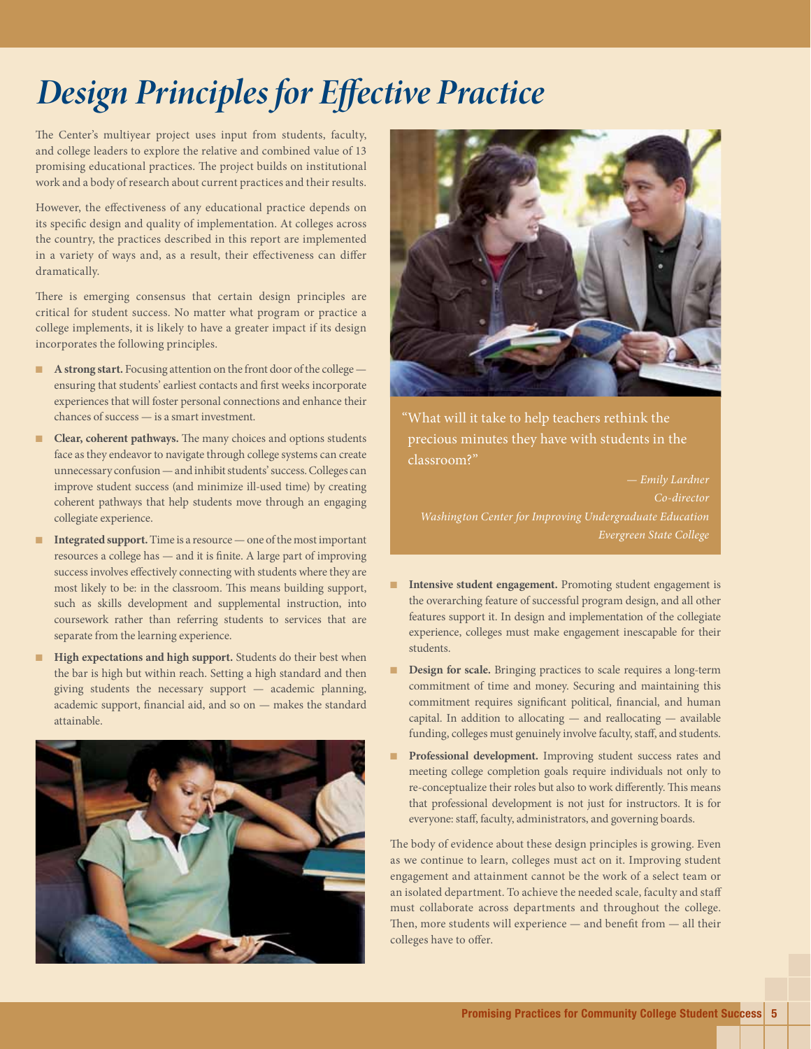# Design Principles for Effective Practice

The Center's multiyear project uses input from students, faculty, and college leaders to explore the relative and combined value of 13 promising educational practices. The project builds on institutional work and a body of research about current practices and their results.

However, the effectiveness of any educational practice depends on its specific design and quality of implementation. At colleges across the country, the practices described in this report are implemented in a variety of ways and, as a result, their effectiveness can differ dramatically.

There is emerging consensus that certain design principles are critical for student success. No matter what program or practice a college implements, it is likely to have a greater impact if its design incorporates the following principles.

- **A strong start.** Focusing attention on the front door of the college — ensuring that students' earliest contacts and first weeks incorporate experiences that will foster personal connections and enhance their chances of success — is a smart investment.
- **Clear, coherent pathways.** The many choices and options students face as they endeavor to navigate through college systems can create unnecessary confusion — and inhibit students' success. Colleges can improve student success (and minimize ill-used time) by creating coherent pathways that help students move through an engaging collegiate experience.
- **Integrated support.** Time is a resource — one of the most important resources a college has — and it is finite. A large part of improving success involves effectively connecting with students where they are most likely to be: in the classroom. This means building support, such as skills development and supplemental instruction, into coursework rather than referring students to services that are separate from the learning experience.
- **High expectations and high support.** Students do their best when the bar is high but within reach. Setting a high standard and then giving students the necessary support — academic planning, academic support, financial aid, and so on — makes the standard attainable.

> "What will it take to help teachers rethink the precious minutes they have with students in the classroom?"
>
> *— Emily Lardner*
> *Co-director*
> *Washington Center for Improving Undergraduate Education*
> *Evergreen State College*

- **Intensive student engagement.** Promoting student engagement is the overarching feature of successful program design, and all other features support it. In design and implementation of the collegiate experience, colleges must make engagement inescapable for their students.
- **Design for scale.** Bringing practices to scale requires a long-term commitment of time and money. Securing and maintaining this commitment requires significant political, financial, and human capital. In addition to allocating — and reallocating — available funding, colleges must genuinely involve faculty, staff, and students.
- **Professional development.** Improving student success rates and meeting college completion goals require individuals not only to re-conceptualize their roles but also to work differently. This means that professional development is not just for instructors. It is for everyone: staff, faculty, administrators, and governing boards.

The body of evidence about these design principles is growing. Even as we continue to learn, colleges must act on it. Improving student engagement and attainment cannot be the work of a select team or an isolated department. To achieve the needed scale, faculty and staff must collaborate across departments and throughout the college. Then, more students will experience — and benefit from — all their colleges have to offer.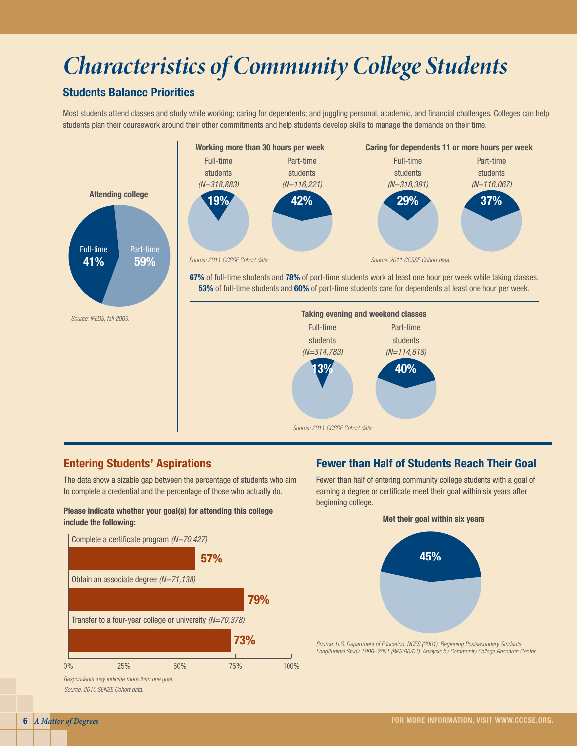# Characteristics of Community College Students

## Students Balance Priorities

Most students attend classes and study while working; caring for dependents; and juggling personal, academic, and financial challenges. Colleges can help students plan their coursework around their other commitments and help students develop skills to manage the demands on their time.

**Attending college**

Full-time **41%**

Part-time **59%**

*Source: IPEDS, fall 2009.*

**Working more than 30 hours per week**

| | Full-time students *(N=318,883)* | Part-time students *(N=116,221)* |
|---|---|---|
| Working more than 30 hours per week | 19% | 42% |

*Source: 2011 CCSSE Cohort data.*

**Caring for dependents 11 or more hours per week**

| | Full-time students *(N=318,391)* | Part-time students *(N=116,067)* |
|---|---|---|
| Caring for dependents 11 or more hours per week | 29% | 37% |

*Source: 2011 CCSSE Cohort data.*

**67%** of full-time students and **78%** of part-time students work at least one hour per week while taking classes.
**53%** of full-time students and **60%** of part-time students care for dependents at least one hour per week.

**Taking evening and weekend classes**

| | Full-time students *(N=314,783)* | Part-time students *(N=114,618)* |
|---|---|---|
| Taking evening and weekend classes | 13% | 40% |

*Source: 2011 CCSSE Cohort data.*

## Entering Students' Aspirations

The data show a sizable gap between the percentage of students who aim to complete a credential and the percentage of those who actually do.

**Please indicate whether your goal(s) for attending this college include the following:**

| Goal | Percentage |
|---|---|
| Complete a certificate program *(N=70,427)* | 57% |
| Obtain an associate degree *(N=71,138)* | 79% |
| Transfer to a four-year college or university *(N=70,378)* | 73% |

*Respondents may indicate more than one goal.*
*Source: 2010 SENSE Cohort data.*

## Fewer than Half of Students Reach Their Goal

Fewer than half of entering community college students with a goal of earning a degree or certificate meet their goal within six years after beginning college.

**Met their goal within six years**

**45%**

*Source: U.S. Department of Education, NCES (2001). Beginning Postsecondary Students Longitudinal Study 1996–2001 (BPS:96/01). Analysis by Community College Research Center.*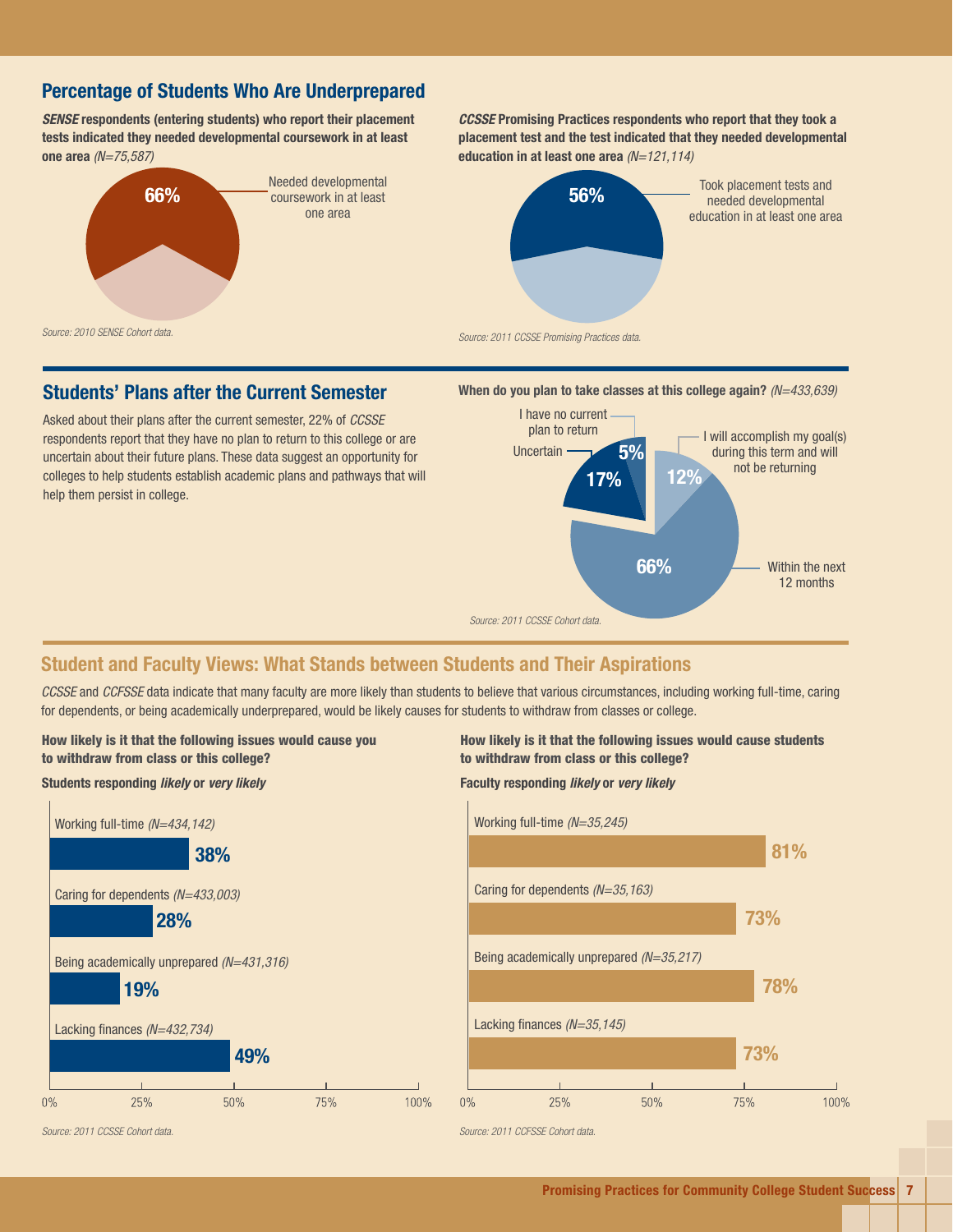## Percentage of Students Who Are Underprepared

***SENSE*** **respondents (entering students) who report their placement tests indicated they needed developmental coursework in at least one area** *(N=75,587)*

66% — Needed developmental coursework in at least one area

*Source: 2010 SENSE Cohort data.*

***CCSSE*** **Promising Practices respondents who report that they took a placement test and the test indicated that they needed developmental education in at least one area** *(N=121,114)*

56% — Took placement tests and needed developmental education in at least one area

*Source: 2011 CCSSE Promising Practices data.*

## Students' Plans after the Current Semester

Asked about their plans after the current semester, 22% of *CCSSE* respondents report that they have no plan to return to this college or are uncertain about their future plans. These data suggest an opportunity for colleges to help students establish academic plans and pathways that will help them persist in college.

**When do you plan to take classes at this college again?** *(N=433,639)*

| Response | Percentage |
| --- | --- |
| I will accomplish my goal(s) during this term and will not be returning | 12% |
| Within the next 12 months | 66% |
| Uncertain | 17% |
| I have no current plan to return | 5% |

*Source: 2011 CCSSE Cohort data.*

## Student and Faculty Views: What Stands between Students and Their Aspirations

*CCSSE* and *CCFSSE* data indicate that many faculty are more likely than students to believe that various circumstances, including working full-time, caring for dependents, or being academically underprepared, would be likely causes for students to withdraw from classes or college.

**How likely is it that the following issues would cause you to withdraw from class or this college?**

**Students responding** ***likely*** **or** ***very likely***

| Issue | Percentage |
| --- | --- |
| Working full-time *(N=434,142)* | 38% |
| Caring for dependents *(N=433,003)* | 28% |
| Being academically unprepared *(N=431,316)* | 19% |
| Lacking finances *(N=432,734)* | 49% |

*Source: 2011 CCSSE Cohort data.*

**How likely is it that the following issues would cause students to withdraw from class or this college?**

**Faculty responding** ***likely*** **or** ***very likely***

| Issue | Percentage |
| --- | --- |
| Working full-time *(N=35,245)* | 81% |
| Caring for dependents *(N=35,163)* | 73% |
| Being academically unprepared *(N=35,217)* | 78% |
| Lacking finances *(N=35,145)* | 73% |

*Source: 2011 CCFSSE Cohort data.*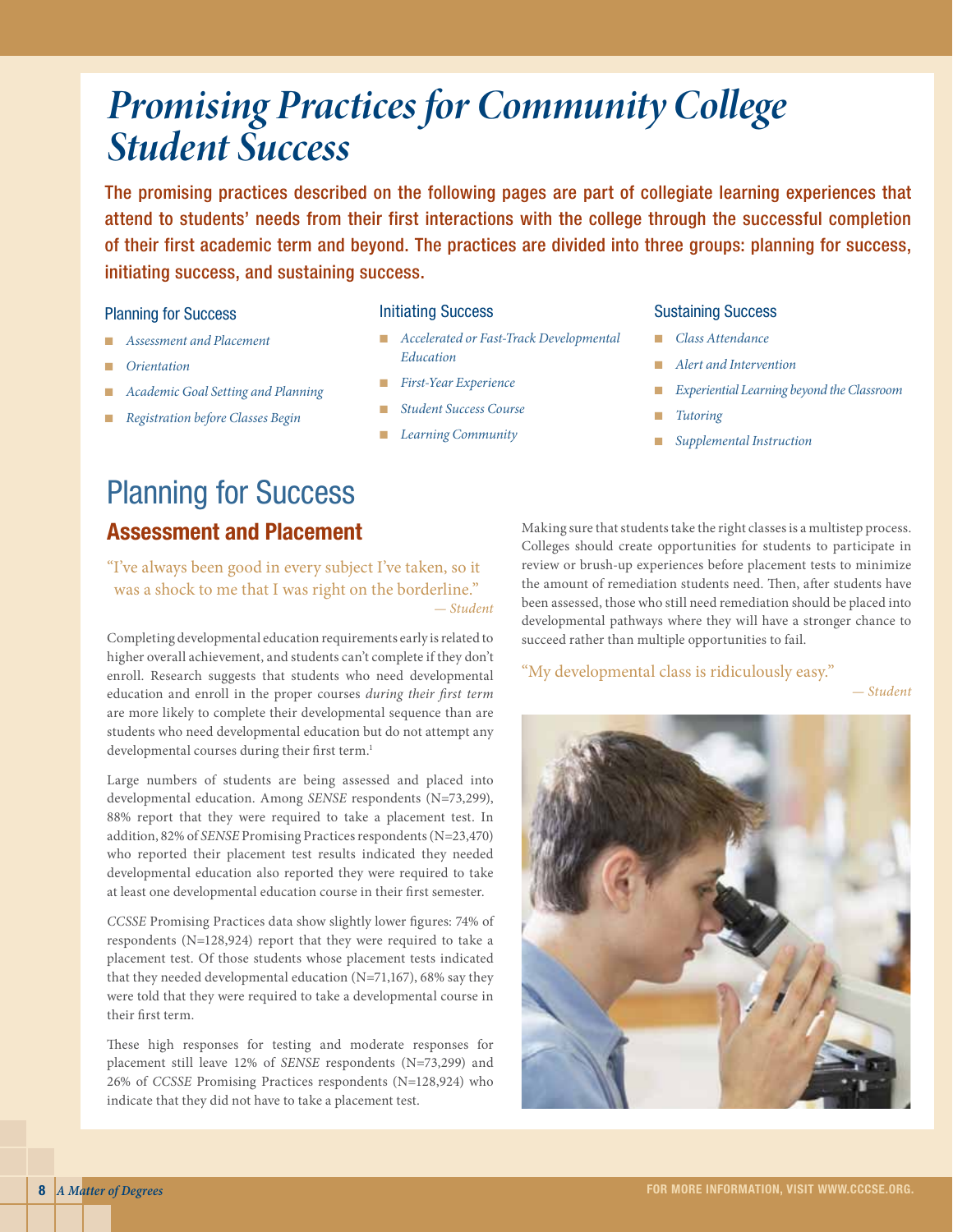# *Promising Practices for Community College Student Success*

**The promising practices described on the following pages are part of collegiate learning experiences that attend to students' needs from their first interactions with the college through the successful completion of their first academic term and beyond. The practices are divided into three groups: planning for success, initiating success, and sustaining success.**

### Planning for Success

- *Assessment and Placement*
- *Orientation*
- *Academic Goal Setting and Planning*
- *Registration before Classes Begin*

### Initiating Success

- *Accelerated or Fast-Track Developmental Education*
- *First-Year Experience*
- *Student Success Course*
- *Learning Community*

### Sustaining Success

- *Class Attendance*
- *Alert and Intervention*
- *Experiential Learning beyond the Classroom*
- *Tutoring*
- *Supplemental Instruction*

# Planning for Success

## Assessment and Placement

"I've always been good in every subject I've taken, so it was a shock to me that I was right on the borderline."
*— Student*

Completing developmental education requirements early is related to higher overall achievement, and students can't complete if they don't enroll. Research suggests that students who need developmental education and enroll in the proper courses *during their first term* are more likely to complete their developmental sequence than are students who need developmental education but do not attempt any developmental courses during their first term.[1]

Large numbers of students are being assessed and placed into developmental education. Among *SENSE* respondents (N=73,299), 88% report that they were required to take a placement test. In addition, 82% of *SENSE* Promising Practices respondents (N=23,470) who reported their placement test results indicated they needed developmental education also reported they were required to take at least one developmental education course in their first semester.

*CCSSE* Promising Practices data show slightly lower figures: 74% of respondents (N=128,924) report that they were required to take a placement test. Of those students whose placement tests indicated that they needed developmental education (N=71,167), 68% say they were told that they were required to take a developmental course in their first term.

These high responses for testing and moderate responses for placement still leave 12% of *SENSE* respondents (N=73,299) and 26% of *CCSSE* Promising Practices respondents (N=128,924) who indicate that they did not have to take a placement test.

Making sure that students take the right classes is a multistep process. Colleges should create opportunities for students to participate in review or brush-up experiences before placement tests to minimize the amount of remediation students need. Then, after students have been assessed, those who still need remediation should be placed into developmental pathways where they will have a stronger chance to succeed rather than multiple opportunities to fail.

"My developmental class is ridiculously easy."
*— Student*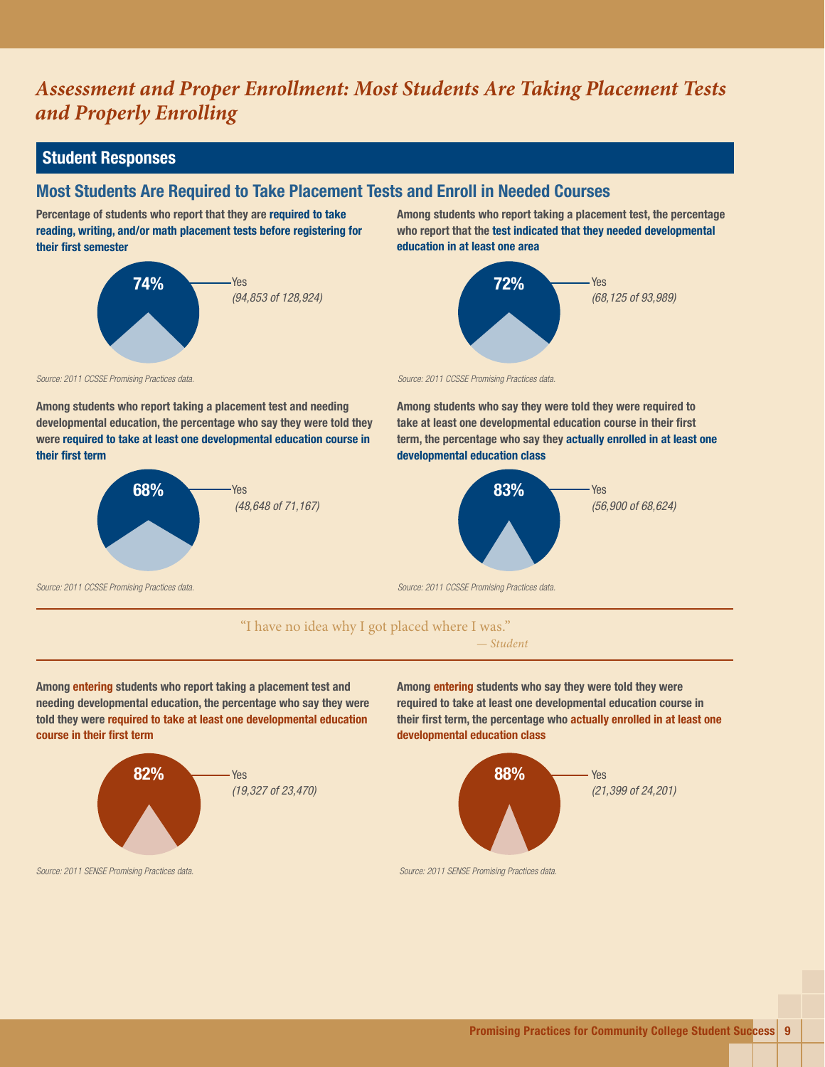# *Assessment and Proper Enrollment: Most Students Are Taking Placement Tests and Properly Enrolling*

## Student Responses

### Most Students Are Required to Take Placement Tests and Enroll in Needed Courses

**Percentage of students who report that they are required to take reading, writing, and/or math placement tests before registering for their first semester**

74% — Yes *(94,853 of 128,924)*

*Source: 2011 CCSSE Promising Practices data.*

**Among students who report taking a placement test, the percentage who report that the test indicated that they needed developmental education in at least one area**

72% — Yes *(68,125 of 93,989)*

*Source: 2011 CCSSE Promising Practices data.*

**Among students who report taking a placement test and needing developmental education, the percentage who say they were told they were required to take at least one developmental education course in their first term**

68% — Yes *(48,648 of 71,167)*

*Source: 2011 CCSSE Promising Practices data.*

**Among students who say they were told they were required to take at least one developmental education course in their first term, the percentage who say they actually enrolled in at least one developmental education class**

83% — Yes *(56,900 of 68,624)*

*Source: 2011 CCSSE Promising Practices data.*

"I have no idea why I got placed where I was."

*— Student*

**Among entering students who report taking a placement test and needing developmental education, the percentage who say they were told they were required to take at least one developmental education course in their first term**

82% — Yes *(19,327 of 23,470)*

*Source: 2011 SENSE Promising Practices data.*

**Among entering students who say they were told they were required to take at least one developmental education course in their first term, the percentage who actually enrolled in at least one developmental education class**

88% — Yes *(21,399 of 24,201)*

*Source: 2011 SENSE Promising Practices data.*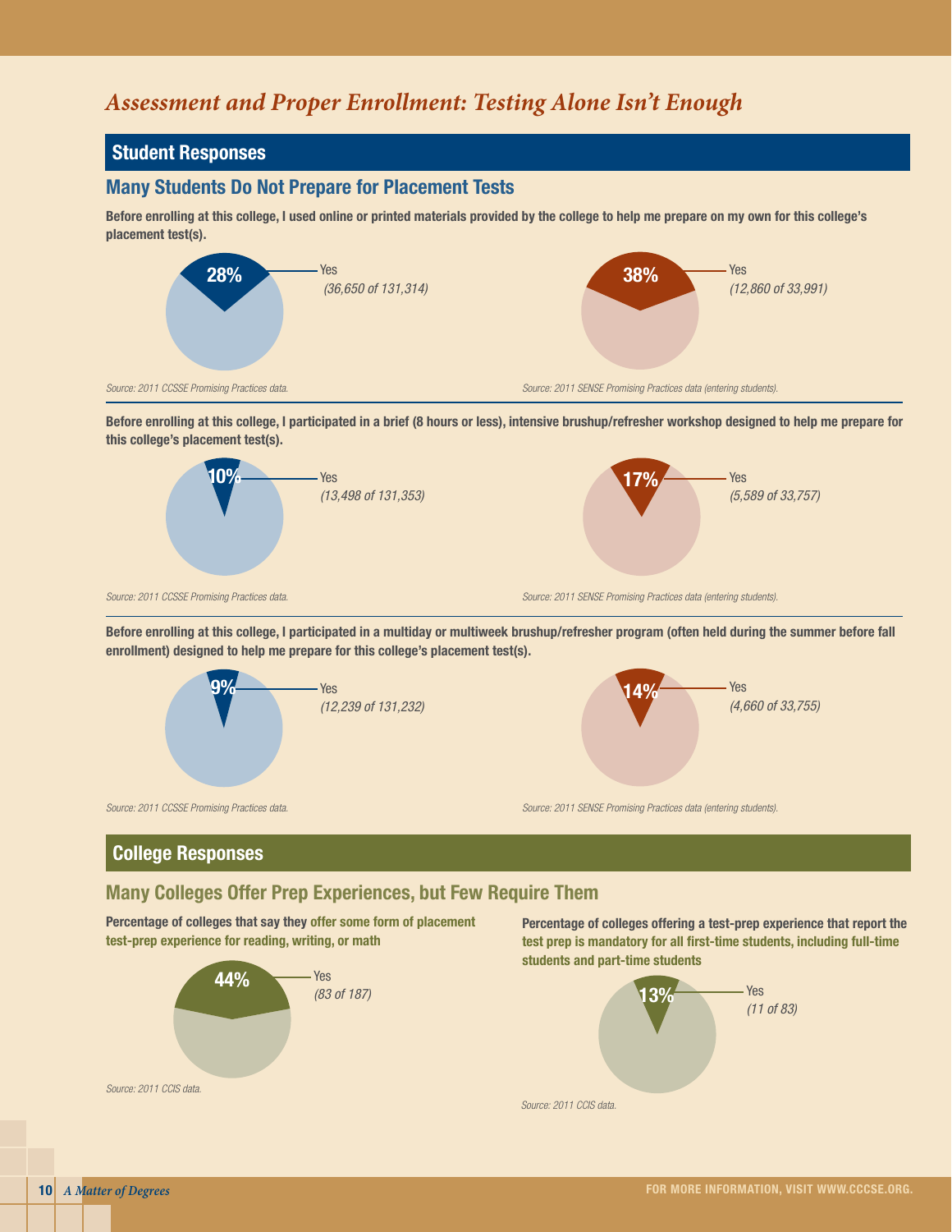# *Assessment and Proper Enrollment: Testing Alone Isn't Enough*

## Student Responses

### Many Students Do Not Prepare for Placement Tests

**Before enrolling at this college, I used online or printed materials provided by the college to help me prepare on my own for this college's placement test(s).**

28% Yes
*(36,650 of 131,314)*

*Source: 2011 CCSSE Promising Practices data.*

38% Yes
*(12,860 of 33,991)*

*Source: 2011 SENSE Promising Practices data (entering students).*

**Before enrolling at this college, I participated in a brief (8 hours or less), intensive brushup/refresher workshop designed to help me prepare for this college's placement test(s).**

10% Yes
*(13,498 of 131,353)*

*Source: 2011 CCSSE Promising Practices data.*

17% Yes
*(5,589 of 33,757)*

*Source: 2011 SENSE Promising Practices data (entering students).*

**Before enrolling at this college, I participated in a multiday or multiweek brushup/refresher program (often held during the summer before fall enrollment) designed to help me prepare for this college's placement test(s).**

9% Yes
*(12,239 of 131,232)*

*Source: 2011 CCSSE Promising Practices data.*

14% Yes
*(4,660 of 33,755)*

*Source: 2011 SENSE Promising Practices data (entering students).*

## College Responses

### Many Colleges Offer Prep Experiences, but Few Require Them

**Percentage of colleges that say they offer some form of placement test-prep experience for reading, writing, or math**

44% Yes
*(83 of 187)*

*Source: 2011 CCIS data.*

**Percentage of colleges offering a test-prep experience that report the test prep is mandatory for all first-time students, including full-time students and part-time students**

13% Yes
*(11 of 83)*

*Source: 2011 CCIS data.*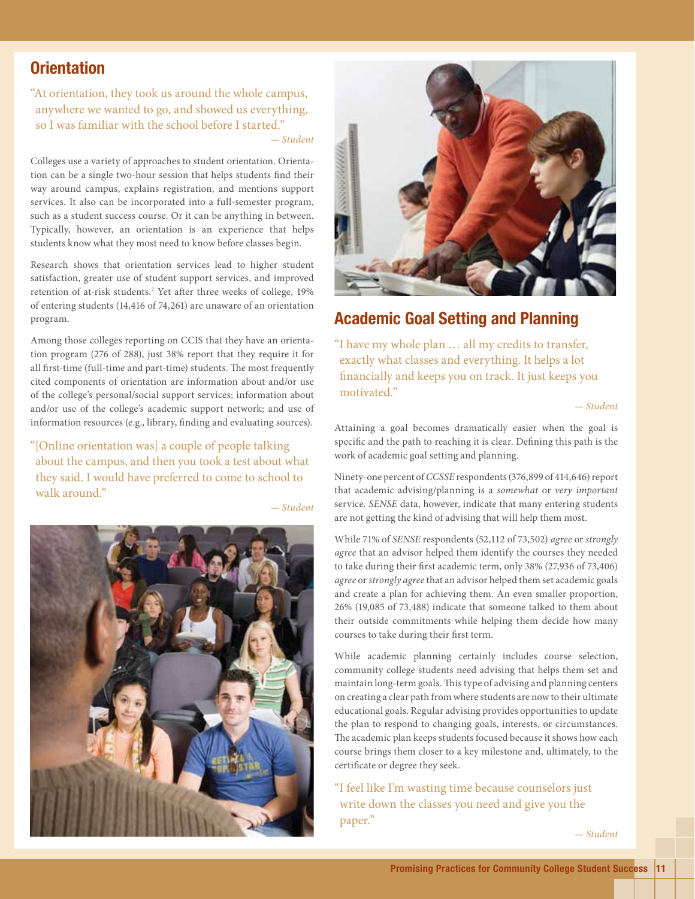## Orientation

"At orientation, they took us around the whole campus, anywhere we wanted to go, and showed us everything, so I was familiar with the school before I started."

*— Student*

Colleges use a variety of approaches to student orientation. Orientation can be a single two-hour session that helps students find their way around campus, explains registration, and mentions support services. It also can be incorporated into a full-semester program, such as a student success course. Or it can be anything in between. Typically, however, an orientation is an experience that helps students know what they most need to know before classes begin.

Research shows that orientation services lead to higher student satisfaction, greater use of student support services, and improved retention of at-risk students.[2] Yet after three weeks of college, 19% of entering students (14,416 of 74,261) are unaware of an orientation program.

Among those colleges reporting on CCIS that they have an orientation program (276 of 288), just 38% report that they require it for all first-time (full-time and part-time) students. The most frequently cited components of orientation are information about and/or use of the college's personal/social support services; information about and/or use of the college's academic support network; and use of information resources (e.g., library, finding and evaluating sources).

"[Online orientation was] a couple of people talking about the campus, and then you took a test about what they said. I would have preferred to come to school to walk around."

*— Student*

## Academic Goal Setting and Planning

"I have my whole plan … all my credits to transfer, exactly what classes and everything. It helps a lot financially and keeps you on track. It just keeps you motivated."

*— Student*

Attaining a goal becomes dramatically easier when the goal is specific and the path to reaching it is clear. Defining this path is the work of academic goal setting and planning.

Ninety-one percent of *CCSSE* respondents (376,899 of 414,646) report that academic advising/planning is a *somewhat* or *very important* service. *SENSE* data, however, indicate that many entering students are not getting the kind of advising that will help them most.

While 71% of *SENSE* respondents (52,112 of 73,502) *agree* or *strongly agree* that an advisor helped them identify the courses they needed to take during their first academic term, only 38% (27,936 of 73,406) *agree* or *strongly agree* that an advisor helped them set academic goals and create a plan for achieving them. An even smaller proportion, 26% (19,085 of 73,488) indicate that someone talked to them about their outside commitments while helping them decide how many courses to take during their first term.

While academic planning certainly includes course selection, community college students need advising that helps them set and maintain long-term goals. This type of advising and planning centers on creating a clear path from where students are now to their ultimate educational goals. Regular advising provides opportunities to update the plan to respond to changing goals, interests, or circumstances. The academic plan keeps students focused because it shows how each course brings them closer to a key milestone and, ultimately, to the certificate or degree they seek.

"I feel like I'm wasting time because counselors just write down the classes you need and give you the paper."

*— Student*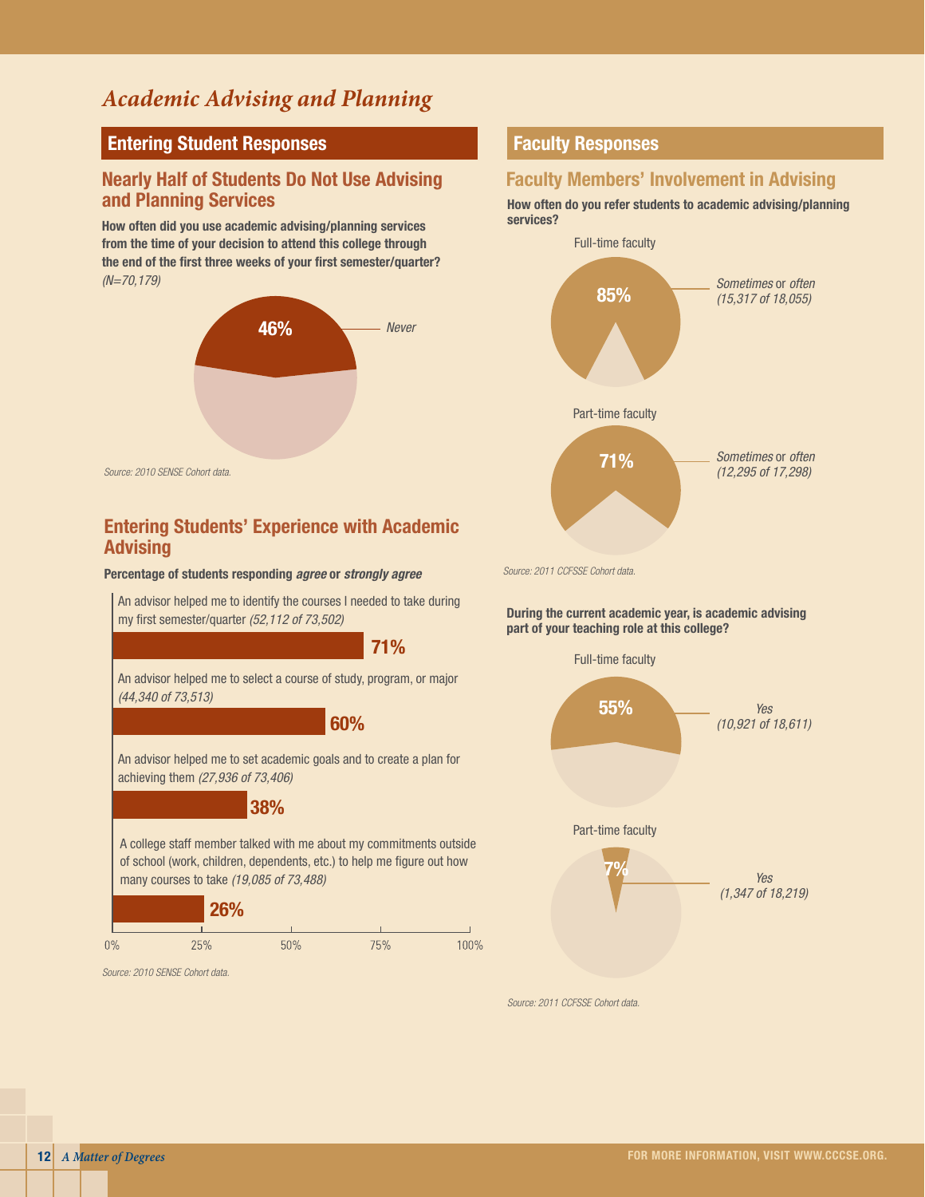# *Academic Advising and Planning*

## Entering Student Responses

### Nearly Half of Students Do Not Use Advising and Planning Services

**How often did you use academic advising/planning services from the time of your decision to attend this college through the end of the first three weeks of your first semester/quarter?** *(N=70,179)*

46% *Never*

*Source: 2010 SENSE Cohort data.*

### Entering Students' Experience with Academic Advising

**Percentage of students responding *agree* or *strongly agree***

| Statement | Percentage |
|---|---|
| An advisor helped me to identify the courses I needed to take during my first semester/quarter *(52,112 of 73,502)* | 71% |
| An advisor helped me to select a course of study, program, or major *(44,340 of 73,513)* | 60% |
| An advisor helped me to set academic goals and to create a plan for achieving them *(27,936 of 73,406)* | 38% |
| A college staff member talked with me about my commitments outside of school (work, children, dependents, etc.) to help me figure out how many courses to take *(19,085 of 73,488)* | 26% |

*Source: 2010 SENSE Cohort data.*

## Faculty Responses

### Faculty Members' Involvement in Advising

**How often do you refer students to academic advising/planning services?**

Full-time faculty: 85% *Sometimes* or *often* *(15,317 of 18,055)*

Part-time faculty: 71% *Sometimes* or *often* *(12,295 of 17,298)*

*Source: 2011 CCFSSE Cohort data.*

**During the current academic year, is academic advising part of your teaching role at this college?**

Full-time faculty: 55% *Yes (10,921 of 18,611)*

Part-time faculty: 7% *Yes (1,347 of 18,219)*

*Source: 2011 CCFSSE Cohort data.*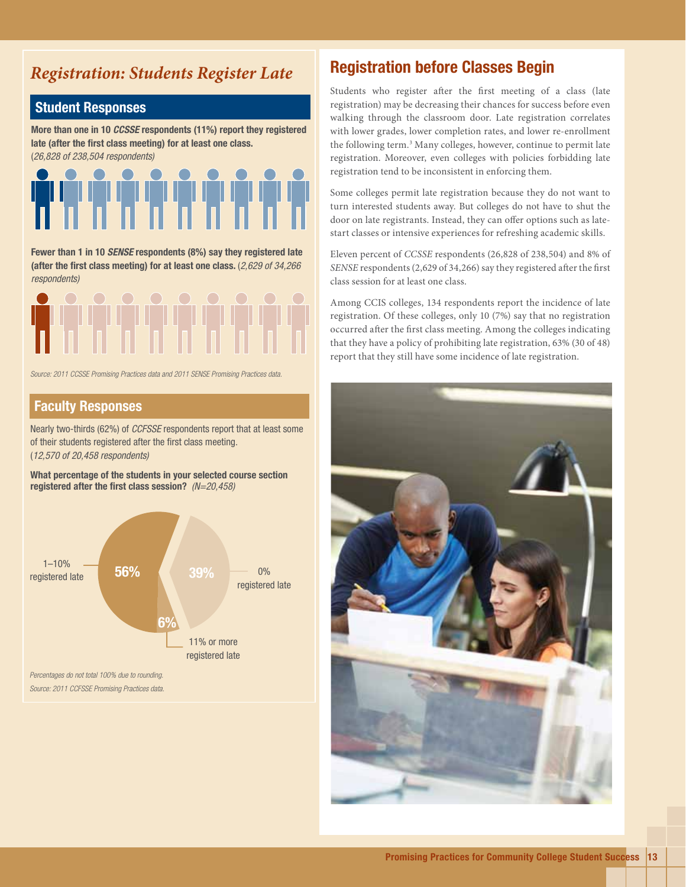## *Registration: Students Register Late*

### Student Responses

**More than one in 10 *CCSSE* respondents (11%) report they registered late (after the first class meeting) for at least one class.** (*26,828 of 238,504 respondents*)

**Fewer than 1 in 10 *SENSE* respondents (8%) say they registered late (after the first class meeting) for at least one class.** (*2,629 of 34,266 respondents*)

*Source: 2011 CCSSE Promising Practices data and 2011 SENSE Promising Practices data.*

### Faculty Responses

Nearly two-thirds (62%) of *CCFSSE* respondents report that at least some of their students registered after the first class meeting. (*12,570 of 20,458 respondents*)

**What percentage of the students in your selected course section registered after the first class session?** *(N=20,458)*

| Response | Percentage |
|---|---|
| 1–10% registered late | 56% |
| 0% registered late | 39% |
| 11% or more registered late | 6% |

*Percentages do not total 100% due to rounding.*

*Source: 2011 CCFSSE Promising Practices data.*

## Registration before Classes Begin

Students who register after the first meeting of a class (late registration) may be decreasing their chances for success before even walking through the classroom door. Late registration correlates with lower grades, lower completion rates, and lower re-enrollment the following term.[3] Many colleges, however, continue to permit late registration. Moreover, even colleges with policies forbidding late registration tend to be inconsistent in enforcing them.

Some colleges permit late registration because they do not want to turn interested students away. But colleges do not have to shut the door on late registrants. Instead, they can offer options such as late-start classes or intensive experiences for refreshing academic skills.

Eleven percent of *CCSSE* respondents (26,828 of 238,504) and 8% of *SENSE* respondents (2,629 of 34,266) say they registered after the first class session for at least one class.

Among CCIS colleges, 134 respondents report the incidence of late registration. Of these colleges, only 10 (7%) say that no registration occurred after the first class meeting. Among the colleges indicating that they have a policy of prohibiting late registration, 63% (30 of 48) report that they still have some incidence of late registration.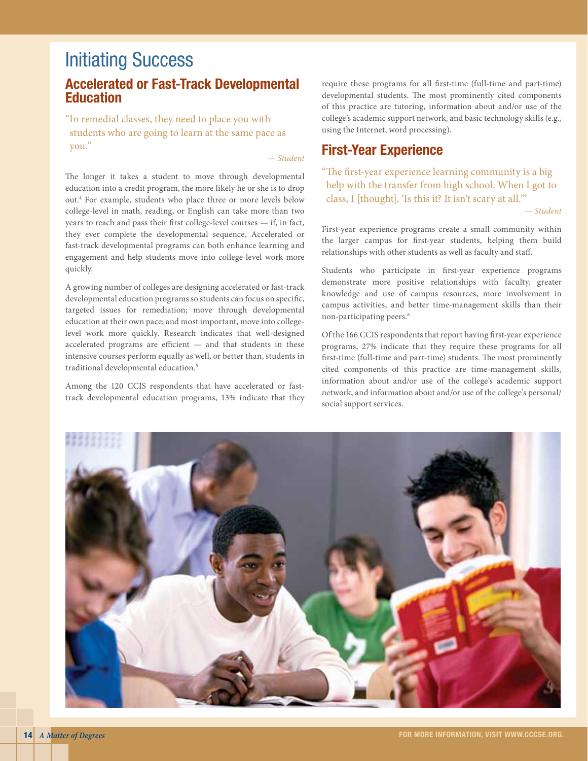# Initiating Success

## Accelerated or Fast-Track Developmental Education

"In remedial classes, they need to place you with students who are going to learn at the same pace as you."

*— Student*

The longer it takes a student to move through developmental education into a credit program, the more likely he or she is to drop out.[4] For example, students who place three or more levels below college-level in math, reading, or English can take more than two years to reach and pass their first college-level courses — if, in fact, they ever complete the developmental sequence. Accelerated or fast-track developmental programs can both enhance learning and engagement and help students move into college-level work more quickly.

A growing number of colleges are designing accelerated or fast-track developmental education programs so students can focus on specific, targeted issues for remediation; move through developmental education at their own pace; and most important, move into college-level work more quickly. Research indicates that well-designed accelerated programs are efficient — and that students in these intensive courses perform equally as well, or better than, students in traditional developmental education.[5]

Among the 120 CCIS respondents that have accelerated or fast-track developmental education programs, 13% indicate that they require these programs for all first-time (full-time and part-time) developmental students. The most prominently cited components of this practice are tutoring, information about and/or use of the college's academic support network, and basic technology skills (e.g., using the Internet, word processing).

## First-Year Experience

"The first-year experience learning community is a big help with the transfer from high school. When I got to class, I [thought], 'Is this it? It isn't scary at all.'"

*— Student*

First-year experience programs create a small community within the larger campus for first-year students, helping them build relationships with other students as well as faculty and staff.

Students who participate in first-year experience programs demonstrate more positive relationships with faculty, greater knowledge and use of campus resources, more involvement in campus activities, and better time-management skills than their non-participating peers.[6]

Of the 166 CCIS respondents that report having first-year experience programs, 27% indicate that they require these programs for all first-time (full-time and part-time) students. The most prominently cited components of this practice are time-management skills, information about and/or use of the college's academic support network, and information about and/or use of the college's personal/social support services.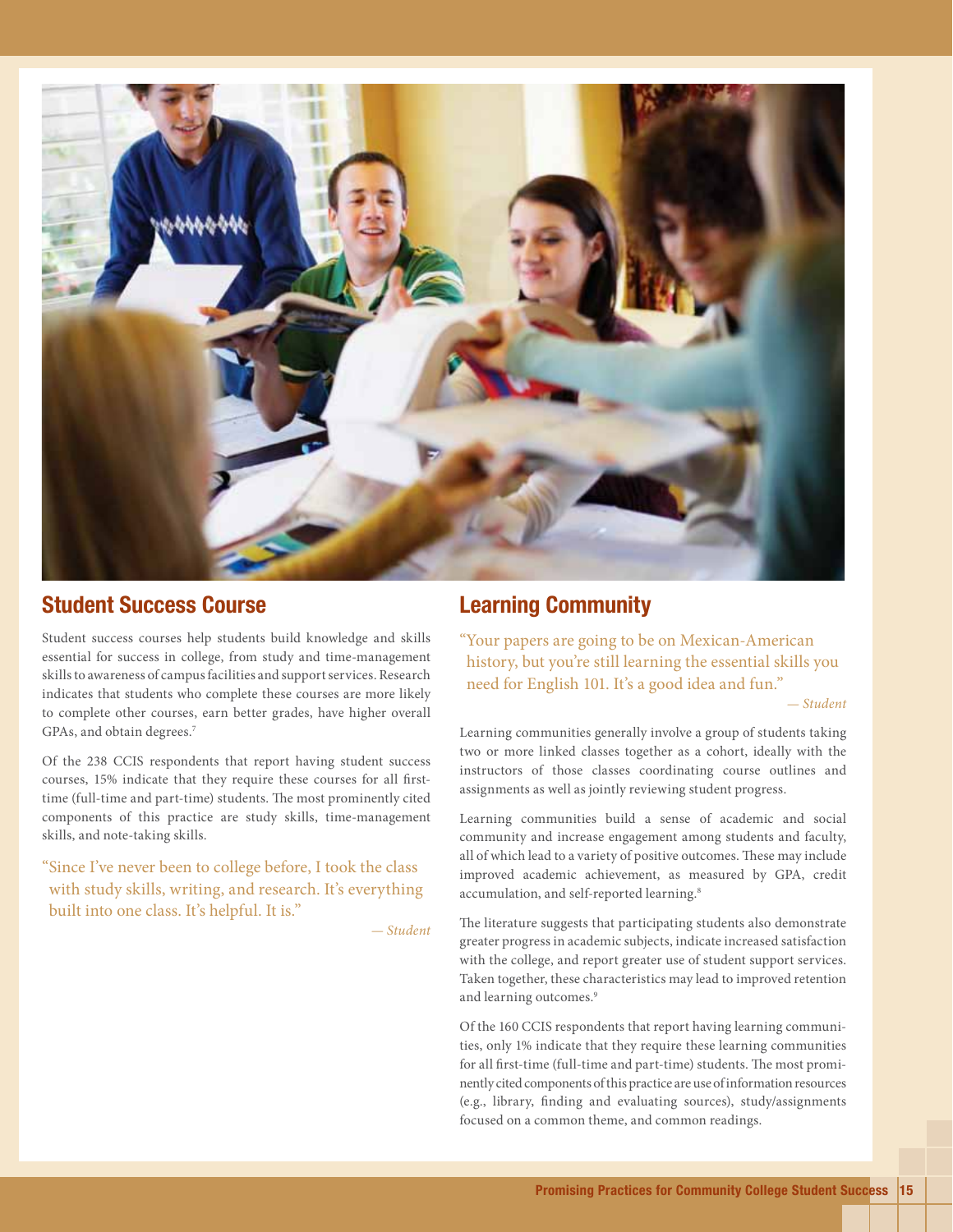## Student Success Course

Student success courses help students build knowledge and skills essential for success in college, from study and time-management skills to awareness of campus facilities and support services. Research indicates that students who complete these courses are more likely to complete other courses, earn better grades, have higher overall GPAs, and obtain degrees.[7]

Of the 238 CCIS respondents that report having student success courses, 15% indicate that they require these courses for all first-time (full-time and part-time) students. The most prominently cited components of this practice are study skills, time-management skills, and note-taking skills.

"Since I've never been to college before, I took the class with study skills, writing, and research. It's everything built into one class. It's helpful. It is."

*— Student*

## Learning Community

"Your papers are going to be on Mexican-American history, but you're still learning the essential skills you need for English 101. It's a good idea and fun."

*— Student*

Learning communities generally involve a group of students taking two or more linked classes together as a cohort, ideally with the instructors of those classes coordinating course outlines and assignments as well as jointly reviewing student progress.

Learning communities build a sense of academic and social community and increase engagement among students and faculty, all of which lead to a variety of positive outcomes. These may include improved academic achievement, as measured by GPA, credit accumulation, and self-reported learning.[8]

The literature suggests that participating students also demonstrate greater progress in academic subjects, indicate increased satisfaction with the college, and report greater use of student support services. Taken together, these characteristics may lead to improved retention and learning outcomes.[9]

Of the 160 CCIS respondents that report having learning communities, only 1% indicate that they require these learning communities for all first-time (full-time and part-time) students. The most prominently cited components of this practice are use of information resources (e.g., library, finding and evaluating sources), study/assignments focused on a common theme, and common readings.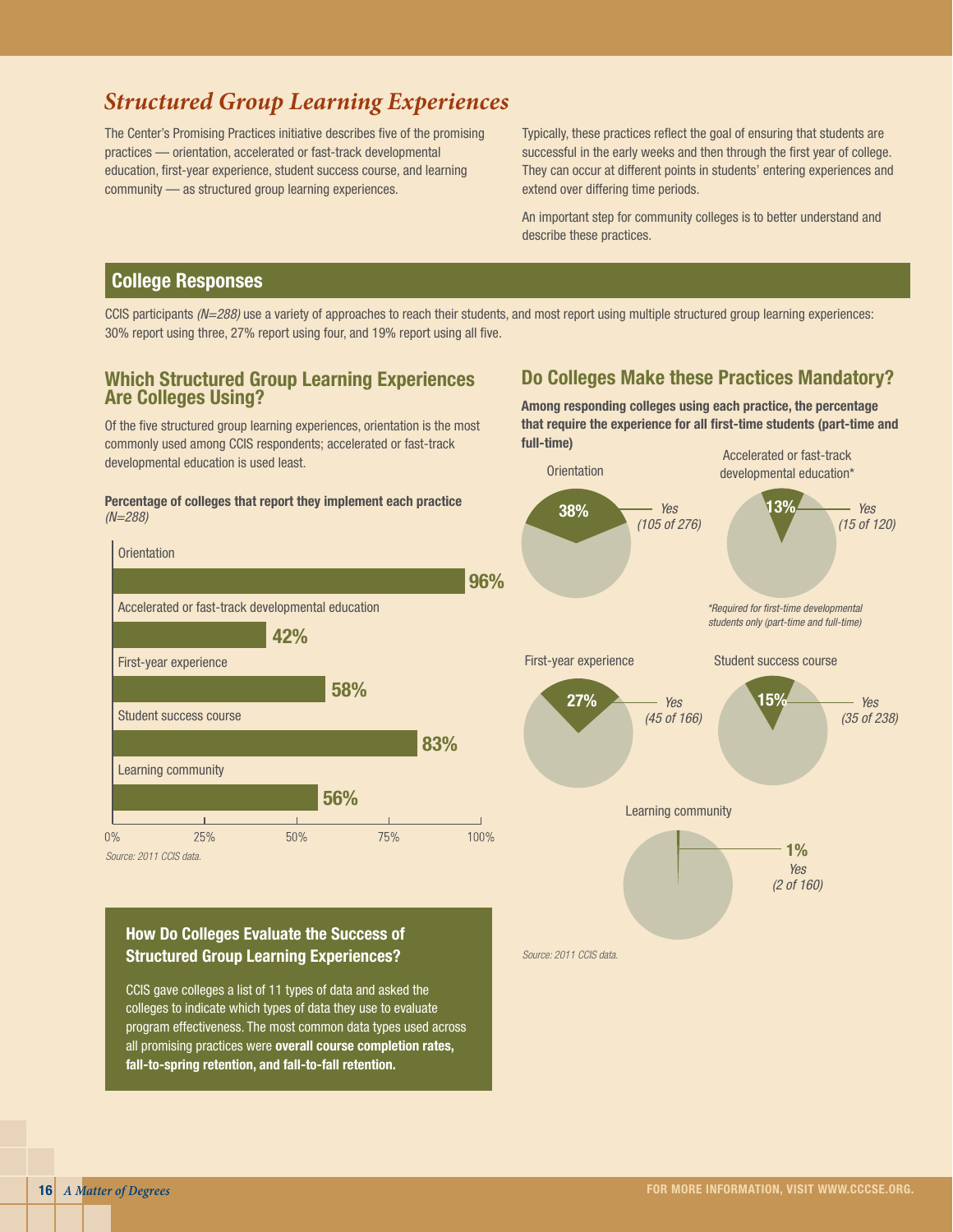## *Structured Group Learning Experiences*

The Center's Promising Practices initiative describes five of the promising practices — orientation, accelerated or fast-track developmental education, first-year experience, student success course, and learning community — as structured group learning experiences.

Typically, these practices reflect the goal of ensuring that students are successful in the early weeks and then through the first year of college. They can occur at different points in students' entering experiences and extend over differing time periods.

An important step for community colleges is to better understand and describe these practices.

## College Responses

CCIS participants *(N=288)* use a variety of approaches to reach their students, and most report using multiple structured group learning experiences: 30% report using three, 27% report using four, and 19% report using all five.

### Which Structured Group Learning Experiences Are Colleges Using?

Of the five structured group learning experiences, orientation is the most commonly used among CCIS respondents; accelerated or fast-track developmental education is used least.

**Percentage of colleges that report they implement each practice** *(N=288)*

| Practice | Percentage |
|---|---|
| Orientation | 96% |
| Accelerated or fast-track developmental education | 42% |
| First-year experience | 58% |
| Student success course | 83% |
| Learning community | 56% |

*Source: 2011 CCIS data.*

### How Do Colleges Evaluate the Success of Structured Group Learning Experiences?

CCIS gave colleges a list of 11 types of data and asked the colleges to indicate which types of data they use to evaluate program effectiveness. The most common data types used across all promising practices were **overall course completion rates, fall-to-spring retention, and fall-to-fall retention.**

### Do Colleges Make these Practices Mandatory?

**Among responding colleges using each practice, the percentage that require the experience for all first-time students (part-time and full-time)**

| Practice | Yes |
|---|---|
| Orientation | 38% (105 of 276) |
| Accelerated or fast-track developmental education* | 13% (15 of 120) |
| First-year experience | 27% (45 of 166) |
| Student success course | 15% (35 of 238) |
| Learning community | 1% (2 of 160) |

*\*Required for first-time developmental students only (part-time and full-time)*

*Source: 2011 CCIS data.*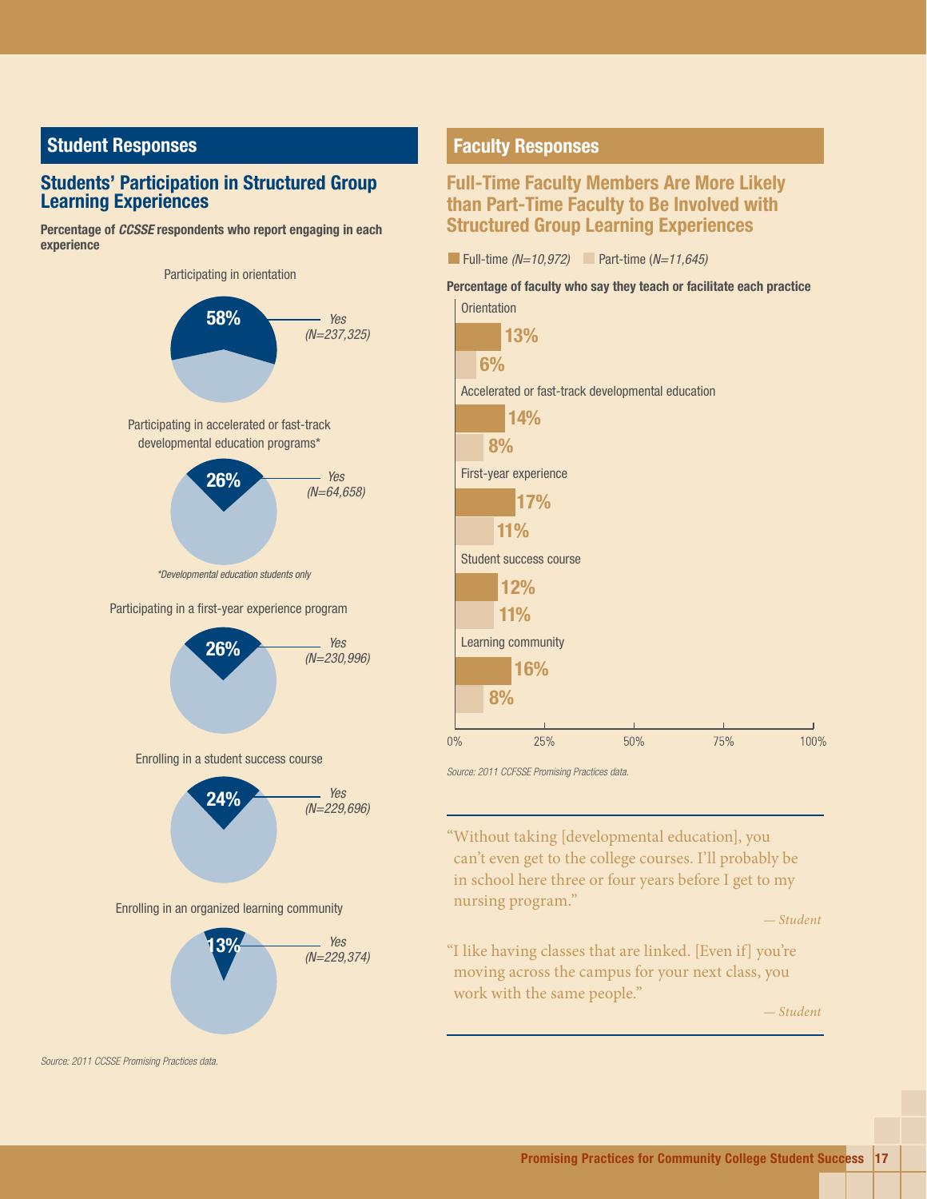## Student Responses

### Students' Participation in Structured Group Learning Experiences

**Percentage of *CCSSE* respondents who report engaging in each experience**

| Experience | Yes | N |
|---|---|---|
| Participating in orientation | 58% | N=237,325 |
| Participating in accelerated or fast-track developmental education programs* | 26% | N=64,658 |
| Participating in a first-year experience program | 26% | N=230,996 |
| Enrolling in a student success course | 24% | N=229,696 |
| Enrolling in an organized learning community | 13% | N=229,374 |

*\*Developmental education students only*

*Source: 2011 CCSSE Promising Practices data.*

## Faculty Responses

### Full-Time Faculty Members Are More Likely than Part-Time Faculty to Be Involved with Structured Group Learning Experiences

**Percentage of faculty who say they teach or facilitate each practice**

| Practice | Full-time (*N=10,972*) | Part-time (*N=11,645*) |
|---|---|---|
| Orientation | 13% | 6% |
| Accelerated or fast-track developmental education | 14% | 8% |
| First-year experience | 17% | 11% |
| Student success course | 12% | 11% |
| Learning community | 16% | 8% |

*Source: 2011 CCFSSE Promising Practices data.*

"Without taking [developmental education], you can't even get to the college courses. I'll probably be in school here three or four years before I get to my nursing program."

*— Student*

"I like having classes that are linked. [Even if] you're moving across the campus for your next class, you work with the same people."

*— Student*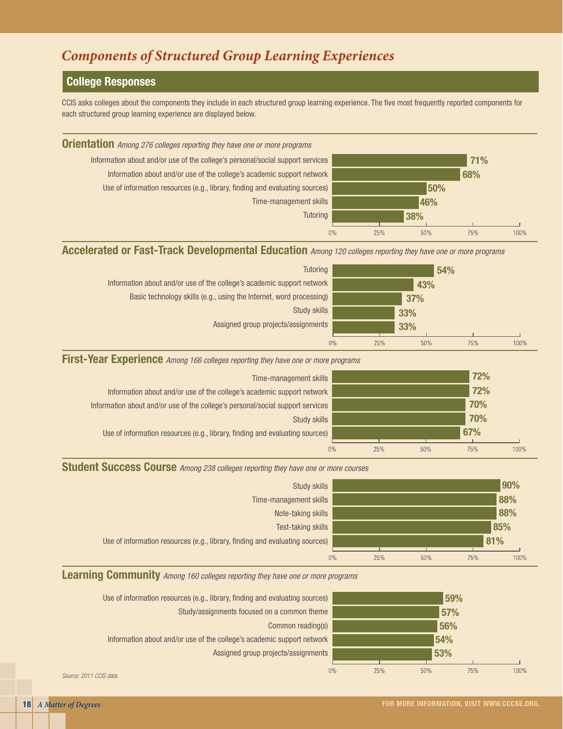# *Components of Structured Group Learning Experiences*

## College Responses

CCIS asks colleges about the components they include in each structured group learning experience. The five most frequently reported components for each structured group learning experience are displayed below.

### Orientation *Among 276 colleges reporting they have one or more programs*

| Component | Percent |
|---|---|
| Information about and/or use of the college's personal/social support services | 71% |
| Information about and/or use of the college's academic support network | 68% |
| Use of information resources (e.g., library, finding and evaluating sources) | 50% |
| Time-management skills | 46% |
| Tutoring | 38% |

### Accelerated or Fast-Track Developmental Education *Among 120 colleges reporting they have one or more programs*

| Component | Percent |
|---|---|
| Tutoring | 54% |
| Information about and/or use of the college's academic support network | 43% |
| Basic technology skills (e.g., using the Internet, word processing) | 37% |
| Study skills | 33% |
| Assigned group projects/assignments | 33% |

### First-Year Experience *Among 166 colleges reporting they have one or more programs*

| Component | Percent |
|---|---|
| Time-management skills | 72% |
| Information about and/or use of the college's academic support network | 72% |
| Information about and/or use of the college's personal/social support services | 70% |
| Study skills | 70% |
| Use of information resources (e.g., library, finding and evaluating sources) | 67% |

### Student Success Course *Among 238 colleges reporting they have one or more courses*

| Component | Percent |
|---|---|
| Study skills | 90% |
| Time-management skills | 88% |
| Note-taking skills | 88% |
| Test-taking skills | 85% |
| Use of information resources (e.g., library, finding and evaluating sources) | 81% |

### Learning Community *Among 160 colleges reporting they have one or more programs*

| Component | Percent |
|---|---|
| Use of information resources (e.g., library, finding and evaluating sources) | 59% |
| Study/assignments focused on a common theme | 57% |
| Common reading(s) | 56% |
| Information about and/or use of the college's academic support network | 54% |
| Assigned group projects/assignments | 53% |

*Source: 2011 CCIS data.*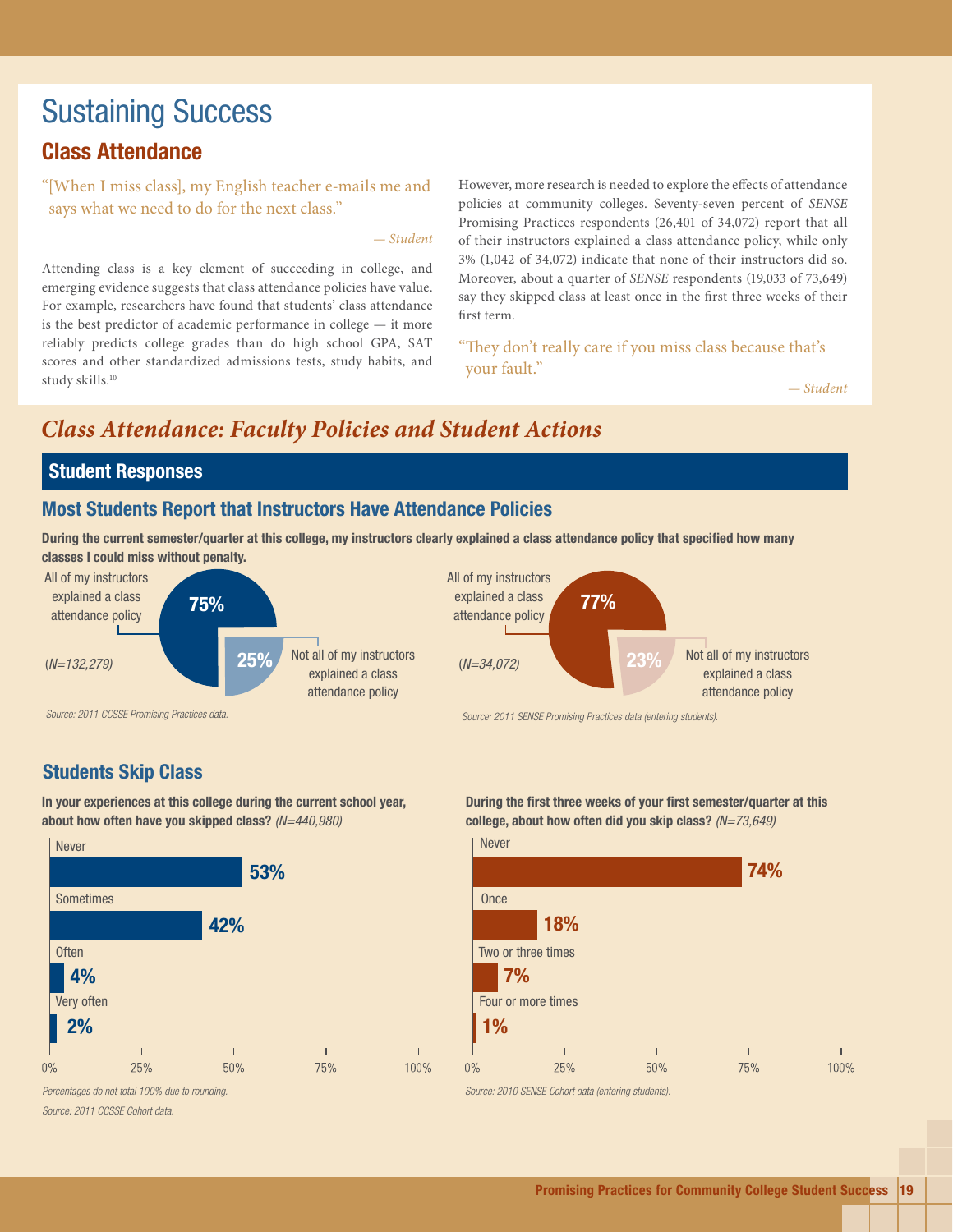# Sustaining Success

## Class Attendance

"[When I miss class], my English teacher e-mails me and says what we need to do for the next class."

*— Student*

Attending class is a key element of succeeding in college, and emerging evidence suggests that class attendance policies have value. For example, researchers have found that students' class attendance is the best predictor of academic performance in college — it more reliably predicts college grades than do high school GPA, SAT scores and other standardized admissions tests, study habits, and study skills.[10]

However, more research is needed to explore the effects of attendance policies at community colleges. Seventy-seven percent of *SENSE* Promising Practices respondents (26,401 of 34,072) report that all of their instructors explained a class attendance policy, while only 3% (1,042 of 34,072) indicate that none of their instructors did so. Moreover, about a quarter of *SENSE* respondents (19,033 of 73,649) say they skipped class at least once in the first three weeks of their first term.

"They don't really care if you miss class because that's your fault."

*— Student*

## *Class Attendance: Faculty Policies and Student Actions*

### Student Responses

#### Most Students Report that Instructors Have Attendance Policies

**During the current semester/quarter at this college, my instructors clearly explained a class attendance policy that specified how many classes I could miss without penalty.**

| Response | CCSSE (N=132,279) | SENSE (N=34,072) |
|---|---|---|
| All of my instructors explained a class attendance policy | 75% | 77% |
| Not all of my instructors explained a class attendance policy | 25% | 23% |

*Source: 2011 CCSSE Promising Practices data.*

*Source: 2011 SENSE Promising Practices data (entering students).*

#### Students Skip Class

**In your experiences at this college during the current school year, about how often have you skipped class?** *(N=440,980)*

| Response | Percent |
|---|---|
| Never | 53% |
| Sometimes | 42% |
| Often | 4% |
| Very often | 2% |

*Percentages do not total 100% due to rounding.*

*Source: 2011 CCSSE Cohort data.*

**During the first three weeks of your first semester/quarter at this college, about how often did you skip class?** *(N=73,649)*

| Response | Percent |
|---|---|
| Never | 74% |
| Once | 18% |
| Two or three times | 7% |
| Four or more times | 1% |

*Source: 2010 SENSE Cohort data (entering students).*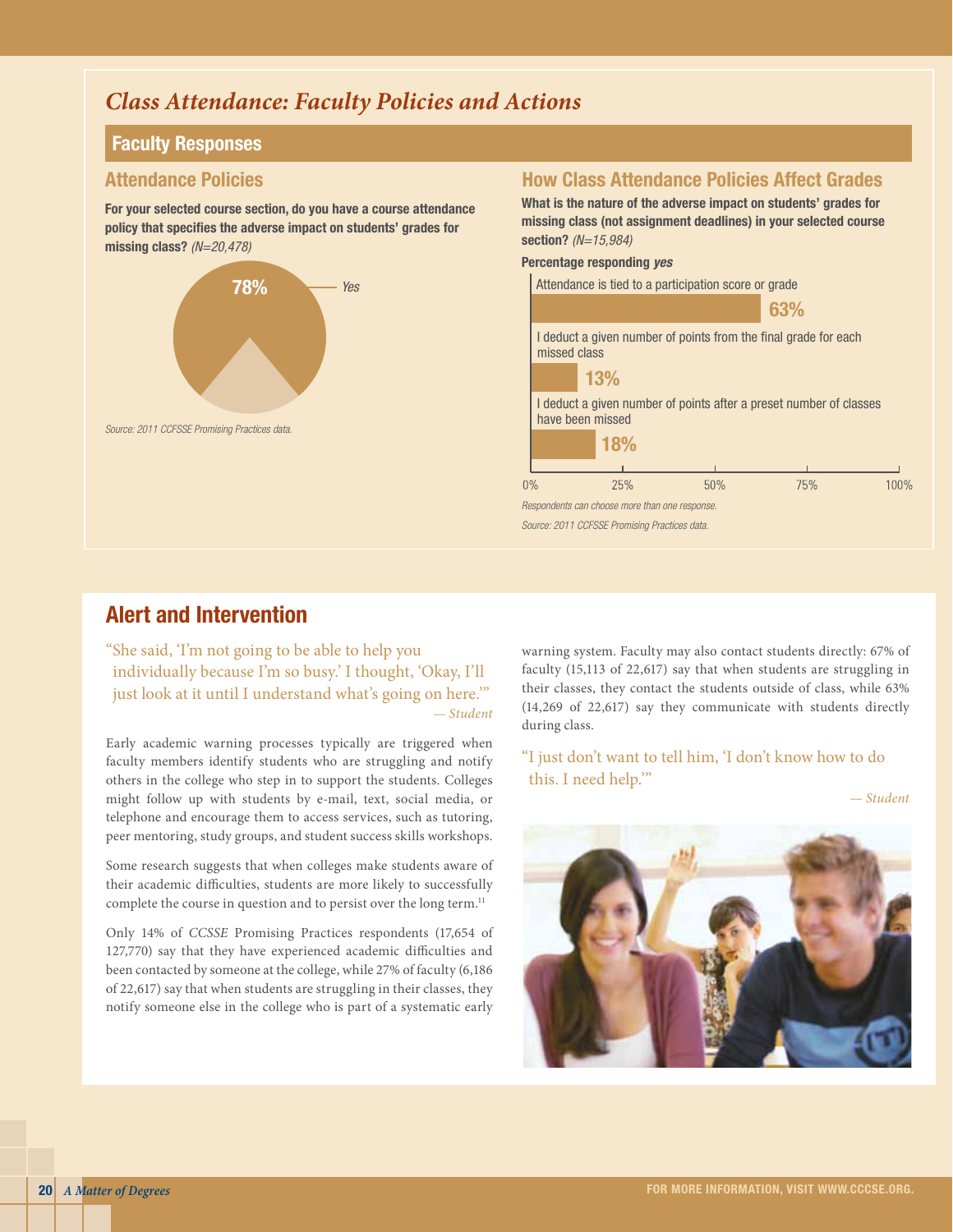## *Class Attendance: Faculty Policies and Actions*

### Faculty Responses

#### Attendance Policies

**For your selected course section, do you have a course attendance policy that specifies the adverse impact on students' grades for missing class?** *(N=20,478)*

78% Yes

*Source: 2011 CCFSSE Promising Practices data.*

#### How Class Attendance Policies Affect Grades

**What is the nature of the adverse impact on students' grades for missing class (not assignment deadlines) in your selected course section?** *(N=15,984)*

**Percentage responding *yes***

| Response | Percentage |
| --- | --- |
| Attendance is tied to a participation score or grade | 63% |
| I deduct a given number of points from the final grade for each missed class | 13% |
| I deduct a given number of points after a preset number of classes have been missed | 18% |

*Respondents can choose more than one response.*

*Source: 2011 CCFSSE Promising Practices data.*

## Alert and Intervention

"She said, 'I'm not going to be able to help you individually because I'm so busy.' I thought, 'Okay, I'll just look at it until I understand what's going on here.'"
*— Student*

Early academic warning processes typically are triggered when faculty members identify students who are struggling and notify others in the college who step in to support the students. Colleges might follow up with students by e-mail, text, social media, or telephone and encourage them to access services, such as tutoring, peer mentoring, study groups, and student success skills workshops.

Some research suggests that when colleges make students aware of their academic difficulties, students are more likely to successfully complete the course in question and to persist over the long term.[11]

Only 14% of *CCSSE* Promising Practices respondents (17,654 of 127,770) say that they have experienced academic difficulties and been contacted by someone at the college, while 27% of faculty (6,186 of 22,617) say that when students are struggling in their classes, they notify someone else in the college who is part of a systematic early warning system. Faculty may also contact students directly: 67% of faculty (15,113 of 22,617) say that when students are struggling in their classes, they contact the students outside of class, while 63% (14,269 of 22,617) say they communicate with students directly during class.

"I just don't want to tell him, 'I don't know how to do this. I need help.'"
*— Student*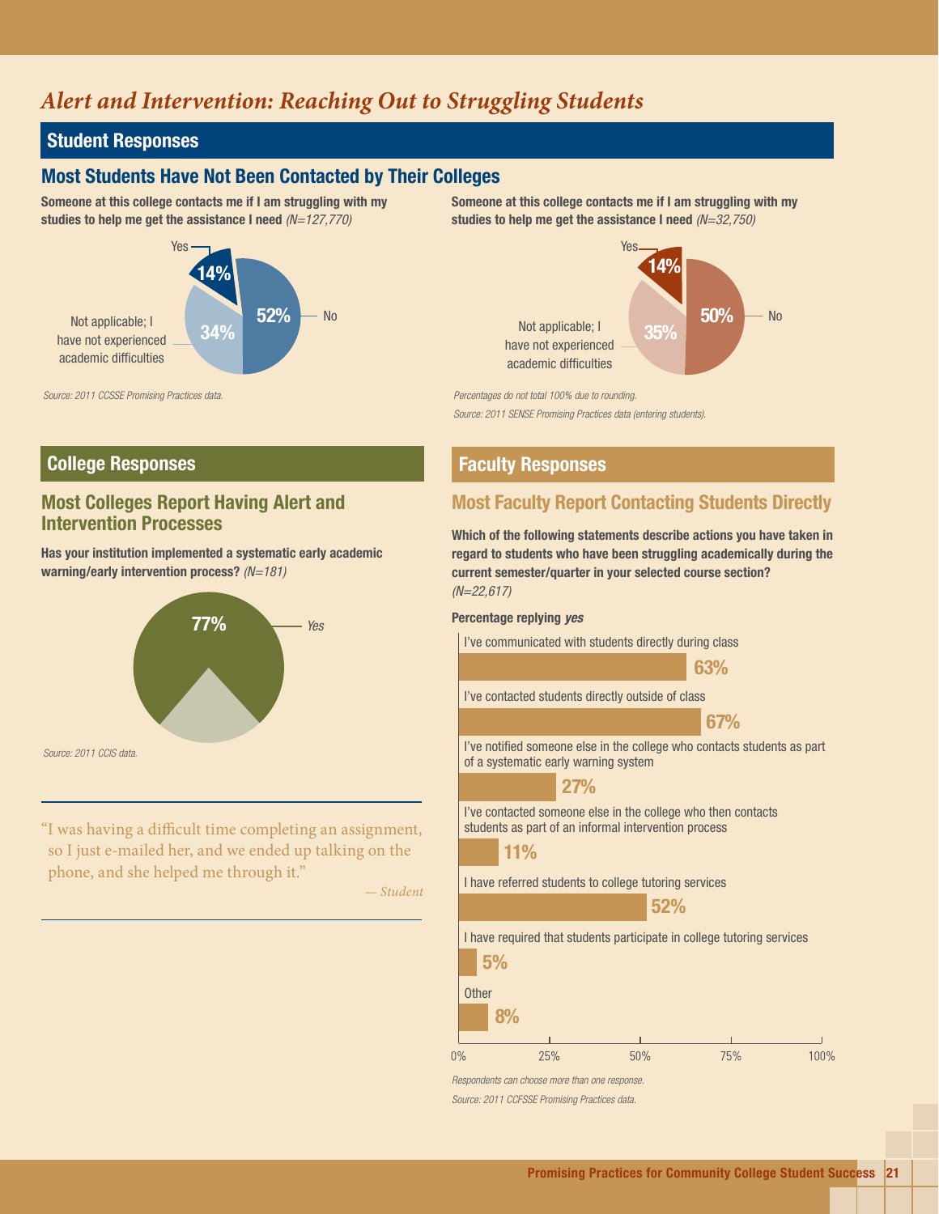# *Alert and Intervention: Reaching Out to Struggling Students*

## Student Responses

### Most Students Have Not Been Contacted by Their Colleges

**Someone at this college contacts me if I am struggling with my studies to help me get the assistance I need** *(N=127,770)*

| Response | Percentage |
|---|---|
| Yes | 14% |
| No | 52% |
| Not applicable; I have not experienced academic difficulties | 34% |

*Source: 2011 CCSSE Promising Practices data.*

**Someone at this college contacts me if I am struggling with my studies to help me get the assistance I need** *(N=32,750)*

| Response | Percentage |
|---|---|
| Yes | 14% |
| No | 50% |
| Not applicable; I have not experienced academic difficulties | 35% |

*Percentages do not total 100% due to rounding.*

*Source: 2011 SENSE Promising Practices data (entering students).*

## College Responses

### Most Colleges Report Having Alert and Intervention Processes

**Has your institution implemented a systematic early academic warning/early intervention process?** *(N=181)*

| Response | Percentage |
|---|---|
| Yes | 77% |

*Source: 2011 CCIS data.*

"I was having a difficult time completing an assignment, so I just e-mailed her, and we ended up talking on the phone, and she helped me through it."

*— Student*

## Faculty Responses

### Most Faculty Report Contacting Students Directly

**Which of the following statements describe actions you have taken in regard to students who have been struggling academically during the current semester/quarter in your selected course section?** *(N=22,617)*

**Percentage replying *yes***

| Statement | Percentage |
|---|---|
| I've communicated with students directly during class | 63% |
| I've contacted students directly outside of class | 67% |
| I've notified someone else in the college who contacts students as part of a systematic early warning system | 27% |
| I've contacted someone else in the college who then contacts students as part of an informal intervention process | 11% |
| I have referred students to college tutoring services | 52% |
| I have required that students participate in college tutoring services | 5% |
| Other | 8% |

*Respondents can choose more than one response.*

*Source: 2011 CCFSSE Promising Practices data.*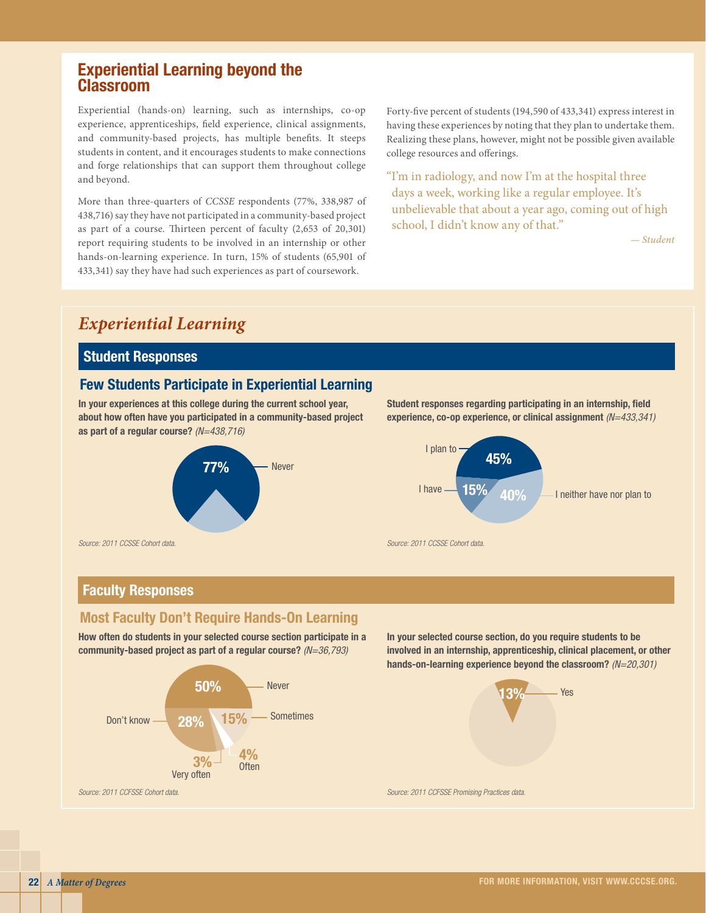## Experiential Learning beyond the Classroom

Experiential (hands-on) learning, such as internships, co-op experience, apprenticeships, field experience, clinical assignments, and community-based projects, has multiple benefits. It steeps students in content, and it encourages students to make connections and forge relationships that can support them throughout college and beyond.

More than three-quarters of *CCSSE* respondents (77%, 338,987 of 438,716) say they have not participated in a community-based project as part of a course. Thirteen percent of faculty (2,653 of 20,301) report requiring students to be involved in an internship or other hands-on-learning experience. In turn, 15% of students (65,901 of 433,341) say they have had such experiences as part of coursework.

Forty-five percent of students (194,590 of 433,341) express interest in having these experiences by noting that they plan to undertake them. Realizing these plans, however, might not be possible given available college resources and offerings.

> "I'm in radiology, and now I'm at the hospital three days a week, working like a regular employee. It's unbelievable that about a year ago, coming out of high school, I didn't know any of that."
>
> *— Student*

## *Experiential Learning*

### Student Responses

#### Few Students Participate in Experiential Learning

**In your experiences at this college during the current school year, about how often have you participated in a community-based project as part of a regular course?** *(N=438,716)*

| Response | Percent |
|---|---|
| Never | 77% |

*Source: 2011 CCSSE Cohort data.*

**Student responses regarding participating in an internship, field experience, co-op experience, or clinical assignment** *(N=433,341)*

| Response | Percent |
|---|---|
| I plan to | 45% |
| I have | 15% |
| I neither have nor plan to | 40% |

*Source: 2011 CCSSE Cohort data.*

### Faculty Responses

#### Most Faculty Don't Require Hands-On Learning

**How often do students in your selected course section participate in a community-based project as part of a regular course?** *(N=36,793)*

| Response | Percent |
|---|---|
| Never | 50% |
| Sometimes | 15% |
| Often | 4% |
| Very often | 3% |
| Don't know | 28% |

*Source: 2011 CCFSSE Cohort data.*

**In your selected course section, do you require students to be involved in an internship, apprenticeship, clinical placement, or other hands-on-learning experience beyond the classroom?** *(N=20,301)*

| Response | Percent |
|---|---|
| Yes | 13% |

*Source: 2011 CCFSSE Promising Practices data.*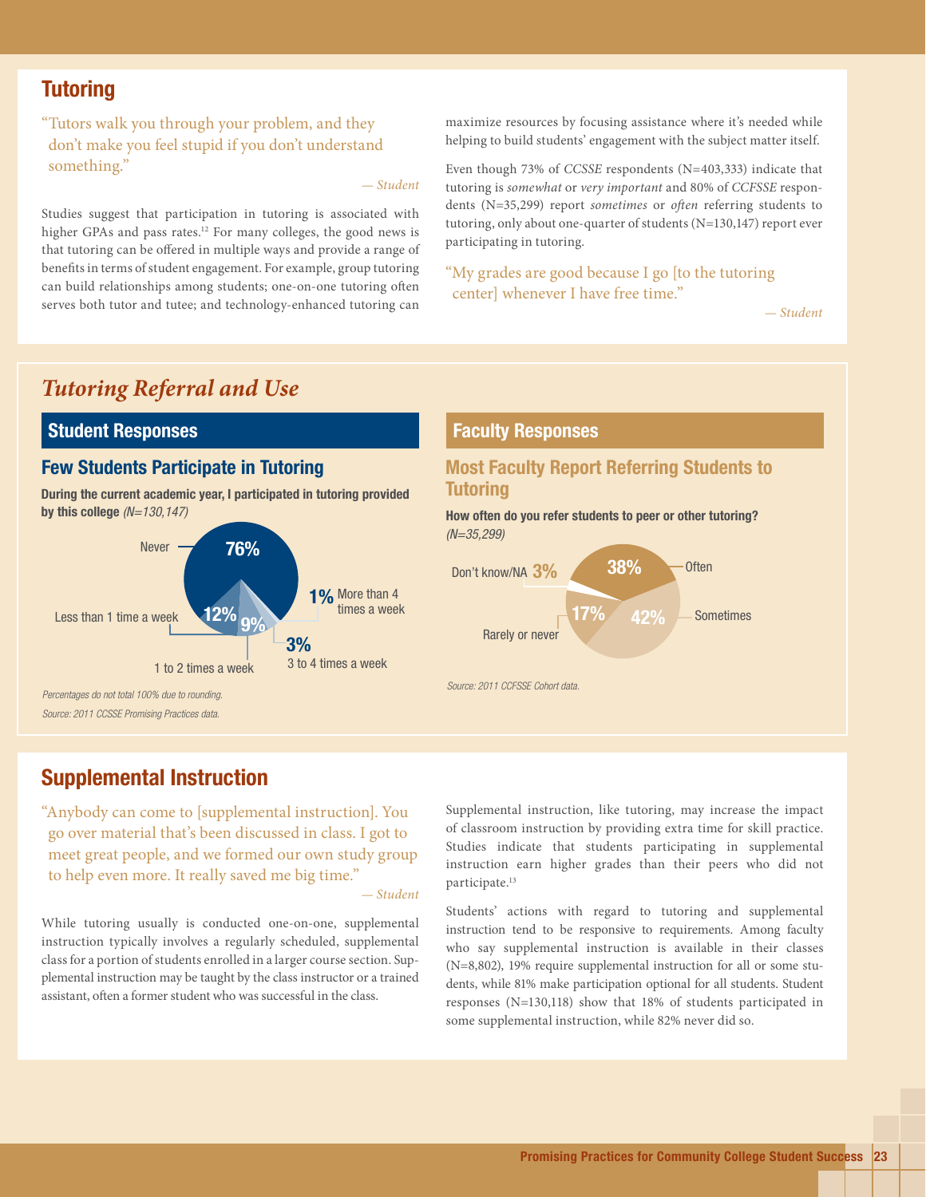## Tutoring

"Tutors walk you through your problem, and they don't make you feel stupid if you don't understand something."

*— Student*

Studies suggest that participation in tutoring is associated with higher GPAs and pass rates.[12] For many colleges, the good news is that tutoring can be offered in multiple ways and provide a range of benefits in terms of student engagement. For example, group tutoring can build relationships among students; one-on-one tutoring often serves both tutor and tutee; and technology-enhanced tutoring can maximize resources by focusing assistance where it's needed while helping to build students' engagement with the subject matter itself.

Even though 73% of *CCSSE* respondents (N=403,333) indicate that tutoring is *somewhat* or *very important* and 80% of *CCFSSE* respondents (N=35,299) report *sometimes* or *often* referring students to tutoring, only about one-quarter of students (N=130,147) report ever participating in tutoring.

"My grades are good because I go [to the tutoring center] whenever I have free time."

*— Student*

## *Tutoring Referral and Use*

### Student Responses

#### Few Students Participate in Tutoring

**During the current academic year, I participated in tutoring provided by this college** *(N=130,147)*

| Response | Percentage |
|---|---|
| Never | 76% |
| Less than 1 time a week | 12% |
| 1 to 2 times a week | 9% |
| 3 to 4 times a week | 3% |
| More than 4 times a week | 1% |

*Percentages do not total 100% due to rounding.*

*Source: 2011 CCSSE Promising Practices data.*

### Faculty Responses

#### Most Faculty Report Referring Students to Tutoring

**How often do you refer students to peer or other tutoring?** *(N=35,299)*

| Response | Percentage |
|---|---|
| Often | 38% |
| Sometimes | 42% |
| Rarely or never | 17% |
| Don't know/NA | 3% |

*Source: 2011 CCFSSE Cohort data.*

## Supplemental Instruction

"Anybody can come to [supplemental instruction]. You go over material that's been discussed in class. I got to meet great people, and we formed our own study group to help even more. It really saved me big time."

*— Student*

While tutoring usually is conducted one-on-one, supplemental instruction typically involves a regularly scheduled, supplemental class for a portion of students enrolled in a larger course section. Supplemental instruction may be taught by the class instructor or a trained assistant, often a former student who was successful in the class.

Supplemental instruction, like tutoring, may increase the impact of classroom instruction by providing extra time for skill practice. Studies indicate that students participating in supplemental instruction earn higher grades than their peers who did not participate.[13]

Students' actions with regard to tutoring and supplemental instruction tend to be responsive to requirements. Among faculty who say supplemental instruction is available in their classes (N=8,802), 19% require supplemental instruction for all or some students, while 81% make participation optional for all students. Student responses (N=130,118) show that 18% of students participated in some supplemental instruction, while 82% never did so.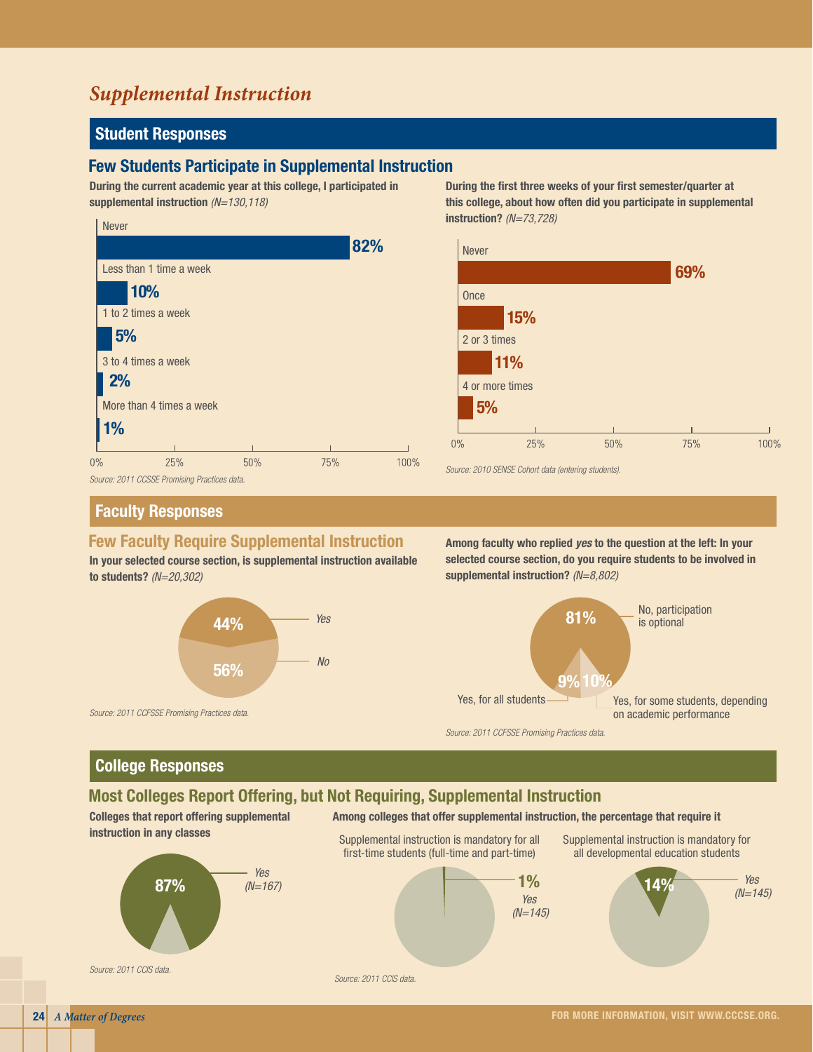# *Supplemental Instruction*

## Student Responses

### Few Students Participate in Supplemental Instruction

**During the current academic year at this college, I participated in supplemental instruction** *(N=130,118)*

| Response | Percent |
|---|---|
| Never | 82% |
| Less than 1 time a week | 10% |
| 1 to 2 times a week | 5% |
| 3 to 4 times a week | 2% |
| More than 4 times a week | 1% |

*Source: 2011 CCSSE Promising Practices data.*

**During the first three weeks of your first semester/quarter at this college, about how often did you participate in supplemental instruction?** *(N=73,728)*

| Response | Percent |
|---|---|
| Never | 69% |
| Once | 15% |
| 2 or 3 times | 11% |
| 4 or more times | 5% |

*Source: 2010 SENSE Cohort data (entering students).*

## Faculty Responses

### Few Faculty Require Supplemental Instruction

**In your selected course section, is supplemental instruction available to students?** *(N=20,302)*

| Response | Percent |
|---|---|
| Yes | 44% |
| No | 56% |

*Source: 2011 CCFSSE Promising Practices data.*

**Among faculty who replied *yes* to the question at the left: In your selected course section, do you require students to be involved in supplemental instruction?** *(N=8,802)*

| Response | Percent |
|---|---|
| No, participation is optional | 81% |
| Yes, for all students | 9% |
| Yes, for some students, depending on academic performance | 10% |

*Source: 2011 CCFSSE Promising Practices data.*

## College Responses

### Most Colleges Report Offering, but Not Requiring, Supplemental Instruction

**Colleges that report offering supplemental instruction in any classes**

Yes *(N=167)*: 87%

*Source: 2011 CCIS data.*

**Among colleges that offer supplemental instruction, the percentage that require it**

Supplemental instruction is mandatory for all first-time students (full-time and part-time): 1% Yes *(N=145)*

Supplemental instruction is mandatory for all developmental education students: 14% Yes *(N=145)*

*Source: 2011 CCIS data.*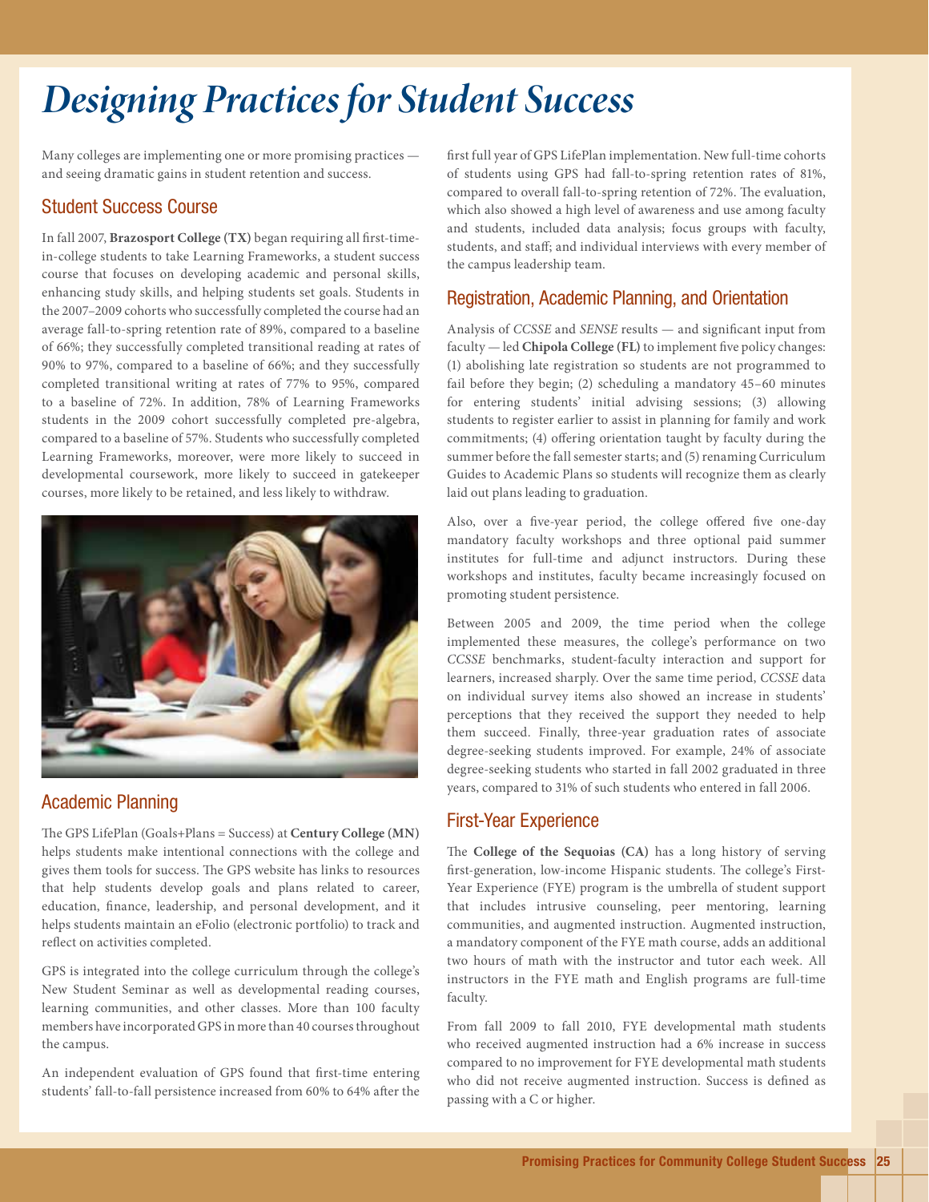# Designing Practices for Student Success

Many colleges are implementing one or more promising practices — and seeing dramatic gains in student retention and success.

## Student Success Course

In fall 2007, **Brazosport College (TX)** began requiring all first-time-in-college students to take Learning Frameworks, a student success course that focuses on developing academic and personal skills, enhancing study skills, and helping students set goals. Students in the 2007–2009 cohorts who successfully completed the course had an average fall-to-spring retention rate of 89%, compared to a baseline of 66%; they successfully completed transitional reading at rates of 90% to 97%, compared to a baseline of 66%; and they successfully completed transitional writing at rates of 77% to 95%, compared to a baseline of 72%. In addition, 78% of Learning Frameworks students in the 2009 cohort successfully completed pre-algebra, compared to a baseline of 57%. Students who successfully completed Learning Frameworks, moreover, were more likely to succeed in developmental coursework, more likely to succeed in gatekeeper courses, more likely to be retained, and less likely to withdraw.

## Academic Planning

The GPS LifePlan (Goals+Plans = Success) at **Century College (MN)** helps students make intentional connections with the college and gives them tools for success. The GPS website has links to resources that help students develop goals and plans related to career, education, finance, leadership, and personal development, and it helps students maintain an eFolio (electronic portfolio) to track and reflect on activities completed.

GPS is integrated into the college curriculum through the college's New Student Seminar as well as developmental reading courses, learning communities, and other classes. More than 100 faculty members have incorporated GPS in more than 40 courses throughout the campus.

An independent evaluation of GPS found that first-time entering students' fall-to-fall persistence increased from 60% to 64% after the first full year of GPS LifePlan implementation. New full-time cohorts of students using GPS had fall-to-spring retention rates of 81%, compared to overall fall-to-spring retention of 72%. The evaluation, which also showed a high level of awareness and use among faculty and students, included data analysis; focus groups with faculty, students, and staff; and individual interviews with every member of the campus leadership team.

## Registration, Academic Planning, and Orientation

Analysis of *CCSSE* and *SENSE* results — and significant input from faculty — led **Chipola College (FL)** to implement five policy changes: (1) abolishing late registration so students are not programmed to fail before they begin; (2) scheduling a mandatory 45–60 minutes for entering students' initial advising sessions; (3) allowing students to register earlier to assist in planning for family and work commitments; (4) offering orientation taught by faculty during the summer before the fall semester starts; and (5) renaming Curriculum Guides to Academic Plans so students will recognize them as clearly laid out plans leading to graduation.

Also, over a five-year period, the college offered five one-day mandatory faculty workshops and three optional paid summer institutes for full-time and adjunct instructors. During these workshops and institutes, faculty became increasingly focused on promoting student persistence.

Between 2005 and 2009, the time period when the college implemented these measures, the college's performance on two *CCSSE* benchmarks, student-faculty interaction and support for learners, increased sharply. Over the same time period, *CCSSE* data on individual survey items also showed an increase in students' perceptions that they received the support they needed to help them succeed. Finally, three-year graduation rates of associate degree-seeking students improved. For example, 24% of associate degree-seeking students who started in fall 2002 graduated in three years, compared to 31% of such students who entered in fall 2006.

## First-Year Experience

The **College of the Sequoias (CA)** has a long history of serving first-generation, low-income Hispanic students. The college's First-Year Experience (FYE) program is the umbrella of student support that includes intrusive counseling, peer mentoring, learning communities, and augmented instruction. Augmented instruction, a mandatory component of the FYE math course, adds an additional two hours of math with the instructor and tutor each week. All instructors in the FYE math and English programs are full-time faculty.

From fall 2009 to fall 2010, FYE developmental math students who received augmented instruction had a 6% increase in success compared to no improvement for FYE developmental math students who did not receive augmented instruction. Success is defined as passing with a C or higher.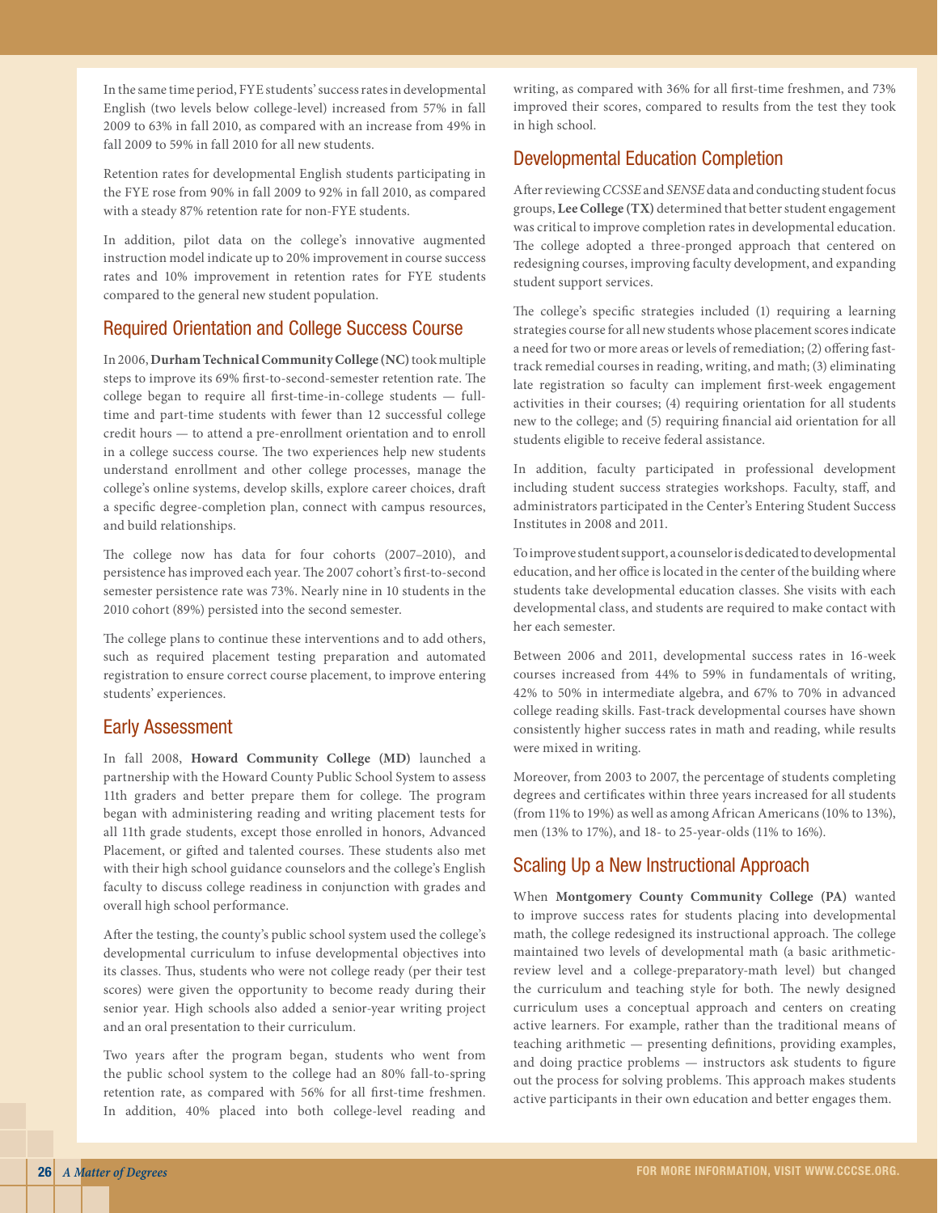In the same time period, FYE students' success rates in developmental English (two levels below college-level) increased from 57% in fall 2009 to 63% in fall 2010, as compared with an increase from 49% in fall 2009 to 59% in fall 2010 for all new students.

Retention rates for developmental English students participating in the FYE rose from 90% in fall 2009 to 92% in fall 2010, as compared with a steady 87% retention rate for non-FYE students.

In addition, pilot data on the college's innovative augmented instruction model indicate up to 20% improvement in course success rates and 10% improvement in retention rates for FYE students compared to the general new student population.

## Required Orientation and College Success Course

In 2006, **Durham Technical Community College (NC)** took multiple steps to improve its 69% first-to-second-semester retention rate. The college began to require all first-time-in-college students — full-time and part-time students with fewer than 12 successful college credit hours — to attend a pre-enrollment orientation and to enroll in a college success course. The two experiences help new students understand enrollment and other college processes, manage the college's online systems, develop skills, explore career choices, draft a specific degree-completion plan, connect with campus resources, and build relationships.

The college now has data for four cohorts (2007–2010), and persistence has improved each year. The 2007 cohort's first-to-second semester persistence rate was 73%. Nearly nine in 10 students in the 2010 cohort (89%) persisted into the second semester.

The college plans to continue these interventions and to add others, such as required placement testing preparation and automated registration to ensure correct course placement, to improve entering students' experiences.

## Early Assessment

In fall 2008, **Howard Community College (MD)** launched a partnership with the Howard County Public School System to assess 11th graders and better prepare them for college. The program began with administering reading and writing placement tests for all 11th grade students, except those enrolled in honors, Advanced Placement, or gifted and talented courses. These students also met with their high school guidance counselors and the college's English faculty to discuss college readiness in conjunction with grades and overall high school performance.

After the testing, the county's public school system used the college's developmental curriculum to infuse developmental objectives into its classes. Thus, students who were not college ready (per their test scores) were given the opportunity to become ready during their senior year. High schools also added a senior-year writing project and an oral presentation to their curriculum.

Two years after the program began, students who went from the public school system to the college had an 80% fall-to-spring retention rate, as compared with 56% for all first-time freshmen. In addition, 40% placed into both college-level reading and writing, as compared with 36% for all first-time freshmen, and 73% improved their scores, compared to results from the test they took in high school.

## Developmental Education Completion

After reviewing *CCSSE* and *SENSE* data and conducting student focus groups, **Lee College (TX)** determined that better student engagement was critical to improve completion rates in developmental education. The college adopted a three-pronged approach that centered on redesigning courses, improving faculty development, and expanding student support services.

The college's specific strategies included (1) requiring a learning strategies course for all new students whose placement scores indicate a need for two or more areas or levels of remediation; (2) offering fast-track remedial courses in reading, writing, and math; (3) eliminating late registration so faculty can implement first-week engagement activities in their courses; (4) requiring orientation for all students new to the college; and (5) requiring financial aid orientation for all students eligible to receive federal assistance.

In addition, faculty participated in professional development including student success strategies workshops. Faculty, staff, and administrators participated in the Center's Entering Student Success Institutes in 2008 and 2011.

To improve student support, a counselor is dedicated to developmental education, and her office is located in the center of the building where students take developmental education classes. She visits with each developmental class, and students are required to make contact with her each semester.

Between 2006 and 2011, developmental success rates in 16-week courses increased from 44% to 59% in fundamentals of writing, 42% to 50% in intermediate algebra, and 67% to 70% in advanced college reading skills. Fast-track developmental courses have shown consistently higher success rates in math and reading, while results were mixed in writing.

Moreover, from 2003 to 2007, the percentage of students completing degrees and certificates within three years increased for all students (from 11% to 19%) as well as among African Americans (10% to 13%), men (13% to 17%), and 18- to 25-year-olds (11% to 16%).

## Scaling Up a New Instructional Approach

When **Montgomery County Community College (PA)** wanted to improve success rates for students placing into developmental math, the college redesigned its instructional approach. The college maintained two levels of developmental math (a basic arithmetic-review level and a college-preparatory-math level) but changed the curriculum and teaching style for both. The newly designed curriculum uses a conceptual approach and centers on creating active learners. For example, rather than the traditional means of teaching arithmetic — presenting definitions, providing examples, and doing practice problems — instructors ask students to figure out the process for solving problems. This approach makes students active participants in their own education and better engages them.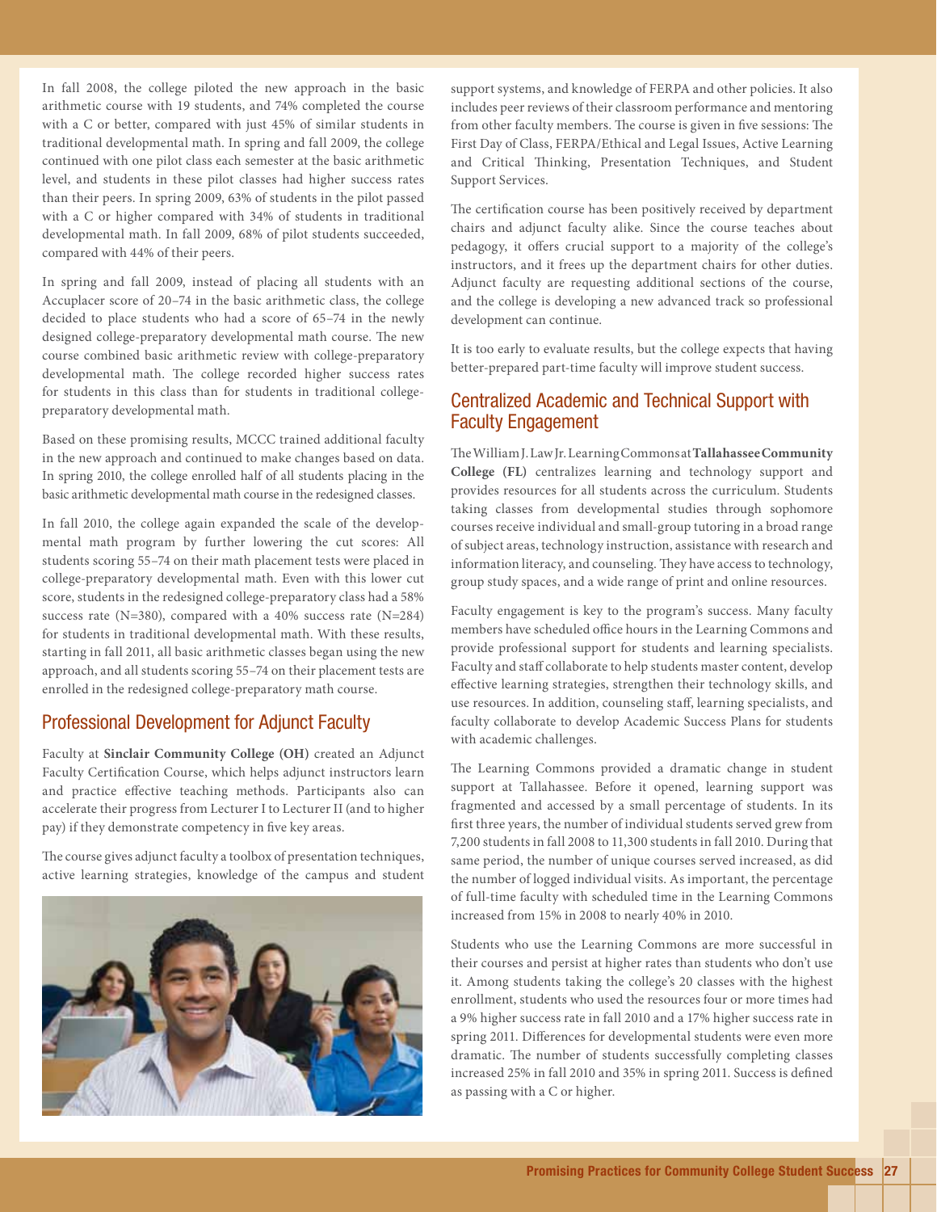In fall 2008, the college piloted the new approach in the basic arithmetic course with 19 students, and 74% completed the course with a C or better, compared with just 45% of similar students in traditional developmental math. In spring and fall 2009, the college continued with one pilot class each semester at the basic arithmetic level, and students in these pilot classes had higher success rates than their peers. In spring 2009, 63% of students in the pilot passed with a C or higher compared with 34% of students in traditional developmental math. In fall 2009, 68% of pilot students succeeded, compared with 44% of their peers.

In spring and fall 2009, instead of placing all students with an Accuplacer score of 20–74 in the basic arithmetic class, the college decided to place students who had a score of 65–74 in the newly designed college-preparatory developmental math course. The new course combined basic arithmetic review with college-preparatory developmental math. The college recorded higher success rates for students in this class than for students in traditional college-preparatory developmental math.

Based on these promising results, MCCC trained additional faculty in the new approach and continued to make changes based on data. In spring 2010, the college enrolled half of all students placing in the basic arithmetic developmental math course in the redesigned classes.

In fall 2010, the college again expanded the scale of the developmental math program by further lowering the cut scores: All students scoring 55–74 on their math placement tests were placed in college-preparatory developmental math. Even with this lower cut score, students in the redesigned college-preparatory class had a 58% success rate (N=380), compared with a 40% success rate (N=284) for students in traditional developmental math. With these results, starting in fall 2011, all basic arithmetic classes began using the new approach, and all students scoring 55–74 on their placement tests are enrolled in the redesigned college-preparatory math course.

## Professional Development for Adjunct Faculty

Faculty at **Sinclair Community College (OH)** created an Adjunct Faculty Certification Course, which helps adjunct instructors learn and practice effective teaching methods. Participants also can accelerate their progress from Lecturer I to Lecturer II (and to higher pay) if they demonstrate competency in five key areas.

The course gives adjunct faculty a toolbox of presentation techniques, active learning strategies, knowledge of the campus and student support systems, and knowledge of FERPA and other policies. It also includes peer reviews of their classroom performance and mentoring from other faculty members. The course is given in five sessions: The First Day of Class, FERPA/Ethical and Legal Issues, Active Learning and Critical Thinking, Presentation Techniques, and Student Support Services.

The certification course has been positively received by department chairs and adjunct faculty alike. Since the course teaches about pedagogy, it offers crucial support to a majority of the college's instructors, and it frees up the department chairs for other duties. Adjunct faculty are requesting additional sections of the course, and the college is developing a new advanced track so professional development can continue.

It is too early to evaluate results, but the college expects that having better-prepared part-time faculty will improve student success.

## Centralized Academic and Technical Support with Faculty Engagement

The William J. Law Jr. Learning Commons at **Tallahassee Community College (FL)** centralizes learning and technology support and provides resources for all students across the curriculum. Students taking classes from developmental studies through sophomore courses receive individual and small-group tutoring in a broad range of subject areas, technology instruction, assistance with research and information literacy, and counseling. They have access to technology, group study spaces, and a wide range of print and online resources.

Faculty engagement is key to the program's success. Many faculty members have scheduled office hours in the Learning Commons and provide professional support for students and learning specialists. Faculty and staff collaborate to help students master content, develop effective learning strategies, strengthen their technology skills, and use resources. In addition, counseling staff, learning specialists, and faculty collaborate to develop Academic Success Plans for students with academic challenges.

The Learning Commons provided a dramatic change in student support at Tallahassee. Before it opened, learning support was fragmented and accessed by a small percentage of students. In its first three years, the number of individual students served grew from 7,200 students in fall 2008 to 11,300 students in fall 2010. During that same period, the number of unique courses served increased, as did the number of logged individual visits. As important, the percentage of full-time faculty with scheduled time in the Learning Commons increased from 15% in 2008 to nearly 40% in 2010.

Students who use the Learning Commons are more successful in their courses and persist at higher rates than students who don't use it. Among students taking the college's 20 classes with the highest enrollment, students who used the resources four or more times had a 9% higher success rate in fall 2010 and a 17% higher success rate in spring 2011. Differences for developmental students were even more dramatic. The number of students successfully completing classes increased 25% in fall 2010 and 35% in spring 2011. Success is defined as passing with a C or higher.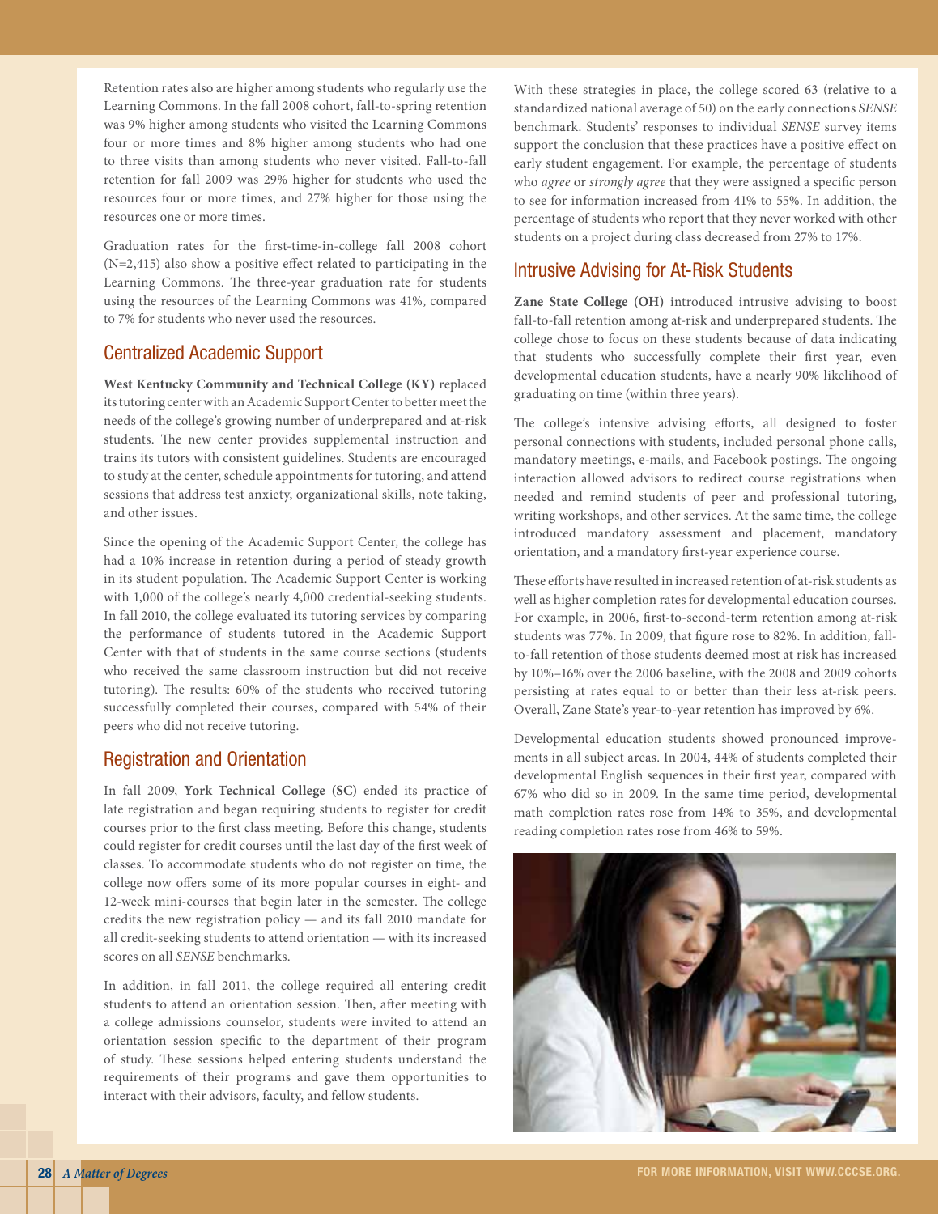Retention rates also are higher among students who regularly use the Learning Commons. In the fall 2008 cohort, fall-to-spring retention was 9% higher among students who visited the Learning Commons four or more times and 8% higher among students who had one to three visits than among students who never visited. Fall-to-fall retention for fall 2009 was 29% higher for students who used the resources four or more times, and 27% higher for those using the resources one or more times.

Graduation rates for the first-time-in-college fall 2008 cohort (N=2,415) also show a positive effect related to participating in the Learning Commons. The three-year graduation rate for students using the resources of the Learning Commons was 41%, compared to 7% for students who never used the resources.

## Centralized Academic Support

**West Kentucky Community and Technical College (KY)** replaced its tutoring center with an Academic Support Center to better meet the needs of the college's growing number of underprepared and at-risk students. The new center provides supplemental instruction and trains its tutors with consistent guidelines. Students are encouraged to study at the center, schedule appointments for tutoring, and attend sessions that address test anxiety, organizational skills, note taking, and other issues.

Since the opening of the Academic Support Center, the college has had a 10% increase in retention during a period of steady growth in its student population. The Academic Support Center is working with 1,000 of the college's nearly 4,000 credential-seeking students. In fall 2010, the college evaluated its tutoring services by comparing the performance of students tutored in the Academic Support Center with that of students in the same course sections (students who received the same classroom instruction but did not receive tutoring). The results: 60% of the students who received tutoring successfully completed their courses, compared with 54% of their peers who did not receive tutoring.

## Registration and Orientation

In fall 2009, **York Technical College (SC)** ended its practice of late registration and began requiring students to register for credit courses prior to the first class meeting. Before this change, students could register for credit courses until the last day of the first week of classes. To accommodate students who do not register on time, the college now offers some of its more popular courses in eight- and 12-week mini-courses that begin later in the semester. The college credits the new registration policy — and its fall 2010 mandate for all credit-seeking students to attend orientation — with its increased scores on all *SENSE* benchmarks.

In addition, in fall 2011, the college required all entering credit students to attend an orientation session. Then, after meeting with a college admissions counselor, students were invited to attend an orientation session specific to the department of their program of study. These sessions helped entering students understand the requirements of their programs and gave them opportunities to interact with their advisors, faculty, and fellow students.

With these strategies in place, the college scored 63 (relative to a standardized national average of 50) on the early connections *SENSE* benchmark. Students' responses to individual *SENSE* survey items support the conclusion that these practices have a positive effect on early student engagement. For example, the percentage of students who *agree* or *strongly agree* that they were assigned a specific person to see for information increased from 41% to 55%. In addition, the percentage of students who report that they never worked with other students on a project during class decreased from 27% to 17%.

## Intrusive Advising for At-Risk Students

**Zane State College (OH)** introduced intrusive advising to boost fall-to-fall retention among at-risk and underprepared students. The college chose to focus on these students because of data indicating that students who successfully complete their first year, even developmental education students, have a nearly 90% likelihood of graduating on time (within three years).

The college's intensive advising efforts, all designed to foster personal connections with students, included personal phone calls, mandatory meetings, e-mails, and Facebook postings. The ongoing interaction allowed advisors to redirect course registrations when needed and remind students of peer and professional tutoring, writing workshops, and other services. At the same time, the college introduced mandatory assessment and placement, mandatory orientation, and a mandatory first-year experience course.

These efforts have resulted in increased retention of at-risk students as well as higher completion rates for developmental education courses. For example, in 2006, first-to-second-term retention among at-risk students was 77%. In 2009, that figure rose to 82%. In addition, fall-to-fall retention of those students deemed most at risk has increased by 10%–16% over the 2006 baseline, with the 2008 and 2009 cohorts persisting at rates equal to or better than their less at-risk peers. Overall, Zane State's year-to-year retention has improved by 6%.

Developmental education students showed pronounced improvements in all subject areas. In 2004, 44% of students completed their developmental English sequences in their first year, compared with 67% who did so in 2009. In the same time period, developmental math completion rates rose from 14% to 35%, and developmental reading completion rates rose from 46% to 59%.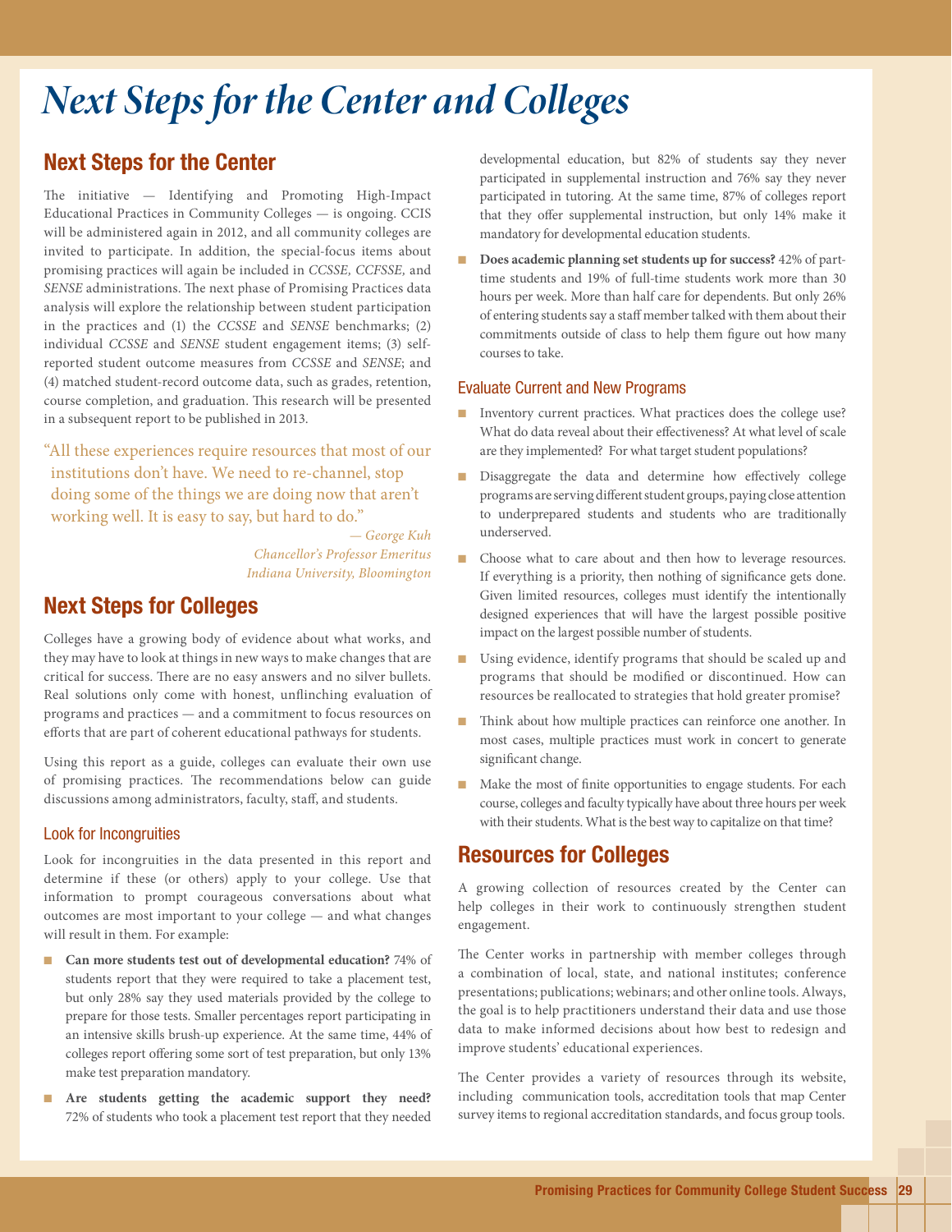# Next Steps for the Center and Colleges

## Next Steps for the Center

The initiative — Identifying and Promoting High-Impact Educational Practices in Community Colleges — is ongoing. CCIS will be administered again in 2012, and all community colleges are invited to participate. In addition, the special-focus items about promising practices will again be included in *CCSSE, CCFSSE,* and *SENSE* administrations. The next phase of Promising Practices data analysis will explore the relationship between student participation in the practices and (1) the *CCSSE* and *SENSE* benchmarks; (2) individual *CCSSE* and *SENSE* student engagement items; (3) self-reported student outcome measures from *CCSSE* and *SENSE*; and (4) matched student-record outcome data, such as grades, retention, course completion, and graduation. This research will be presented in a subsequent report to be published in 2013.

> "All these experiences require resources that most of our institutions don't have. We need to re-channel, stop doing some of the things we are doing now that aren't working well. It is easy to say, but hard to do."
>
> — *George Kuh*
> *Chancellor's Professor Emeritus*
> *Indiana University, Bloomington*

## Next Steps for Colleges

Colleges have a growing body of evidence about what works, and they may have to look at things in new ways to make changes that are critical for success. There are no easy answers and no silver bullets. Real solutions only come with honest, unflinching evaluation of programs and practices — and a commitment to focus resources on efforts that are part of coherent educational pathways for students.

Using this report as a guide, colleges can evaluate their own use of promising practices. The recommendations below can guide discussions among administrators, faculty, staff, and students.

### Look for Incongruities

Look for incongruities in the data presented in this report and determine if these (or others) apply to your college. Use that information to prompt courageous conversations about what outcomes are most important to your college — and what changes will result in them. For example:

- **Can more students test out of developmental education?** 74% of students report that they were required to take a placement test, but only 28% say they used materials provided by the college to prepare for those tests. Smaller percentages report participating in an intensive skills brush-up experience. At the same time, 44% of colleges report offering some sort of test preparation, but only 13% make test preparation mandatory.
- **Are students getting the academic support they need?** 72% of students who took a placement test report that they needed developmental education, but 82% of students say they never participated in supplemental instruction and 76% say they never participated in tutoring. At the same time, 87% of colleges report that they offer supplemental instruction, but only 14% make it mandatory for developmental education students.
- **Does academic planning set students up for success?** 42% of part-time students and 19% of full-time students work more than 30 hours per week. More than half care for dependents. But only 26% of entering students say a staff member talked with them about their commitments outside of class to help them figure out how many courses to take.

### Evaluate Current and New Programs

- Inventory current practices. What practices does the college use? What do data reveal about their effectiveness? At what level of scale are they implemented? For what target student populations?
- Disaggregate the data and determine how effectively college programs are serving different student groups, paying close attention to underprepared students and students who are traditionally underserved.
- Choose what to care about and then how to leverage resources. If everything is a priority, then nothing of significance gets done. Given limited resources, colleges must identify the intentionally designed experiences that will have the largest possible positive impact on the largest possible number of students.
- Using evidence, identify programs that should be scaled up and programs that should be modified or discontinued. How can resources be reallocated to strategies that hold greater promise?
- Think about how multiple practices can reinforce one another. In most cases, multiple practices must work in concert to generate significant change.
- Make the most of finite opportunities to engage students. For each course, colleges and faculty typically have about three hours per week with their students. What is the best way to capitalize on that time?

## Resources for Colleges

A growing collection of resources created by the Center can help colleges in their work to continuously strengthen student engagement.

The Center works in partnership with member colleges through a combination of local, state, and national institutes; conference presentations; publications; webinars; and other online tools. Always, the goal is to help practitioners understand their data and use those data to make informed decisions about how best to redesign and improve students' educational experiences.

The Center provides a variety of resources through its website, including communication tools, accreditation tools that map Center survey items to regional accreditation standards, and focus group tools.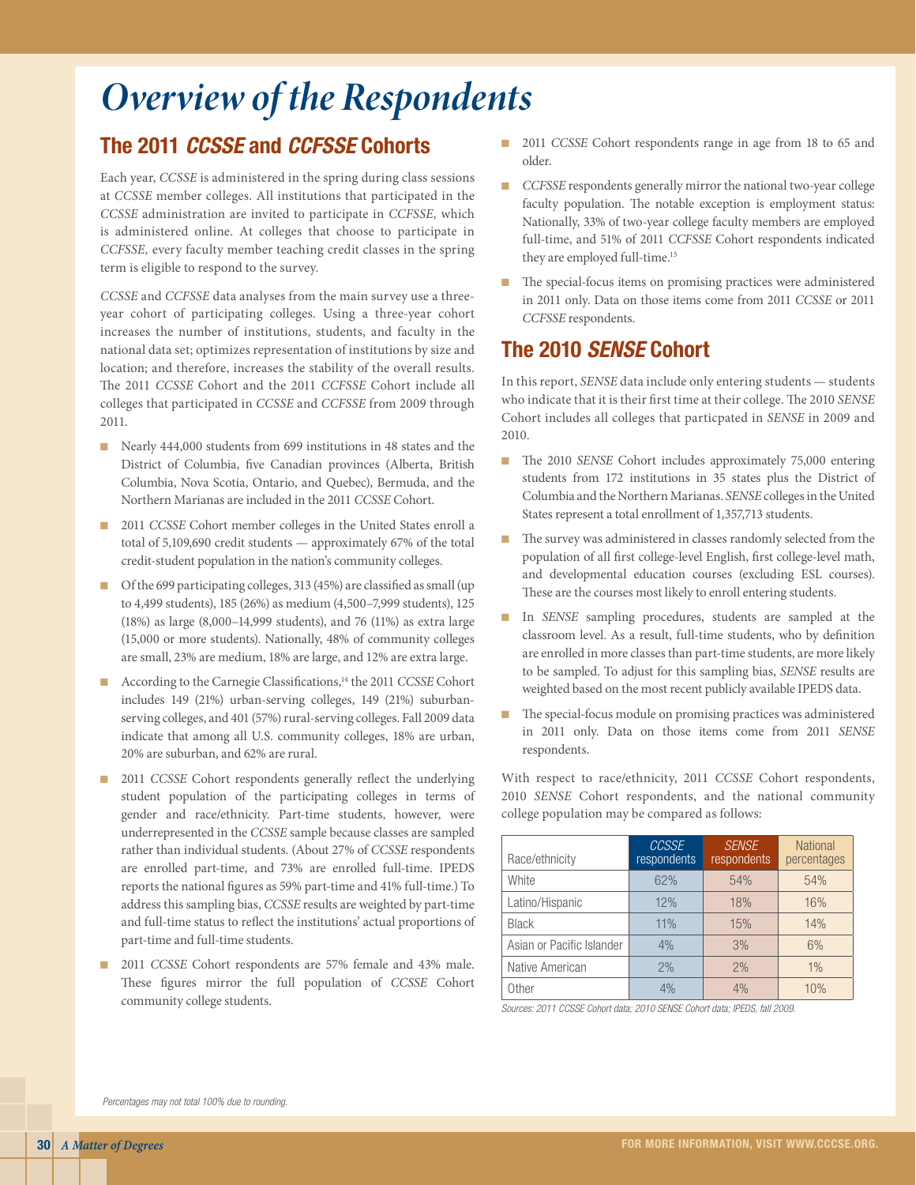# *Overview of the Respondents*

## The 2011 *CCSSE* and *CCFSSE* Cohorts

Each year, *CCSSE* is administered in the spring during class sessions at *CCSSE* member colleges. All institutions that participated in the *CCSSE* administration are invited to participate in *CCFSSE,* which is administered online. At colleges that choose to participate in *CCFSSE,* every faculty member teaching credit classes in the spring term is eligible to respond to the survey.

*CCSSE* and *CCFSSE* data analyses from the main survey use a three-year cohort of participating colleges. Using a three-year cohort increases the number of institutions, students, and faculty in the national data set; optimizes representation of institutions by size and location; and therefore, increases the stability of the overall results. The 2011 *CCSSE* Cohort and the 2011 *CCFSSE* Cohort include all colleges that participated in *CCSSE* and *CCFSSE* from 2009 through 2011.

- Nearly 444,000 students from 699 institutions in 48 states and the District of Columbia, five Canadian provinces (Alberta, British Columbia, Nova Scotia, Ontario, and Quebec), Bermuda, and the Northern Marianas are included in the 2011 *CCSSE* Cohort.
- 2011 *CCSSE* Cohort member colleges in the United States enroll a total of 5,109,690 credit students — approximately 67% of the total credit-student population in the nation's community colleges.
- Of the 699 participating colleges, 313 (45%) are classified as small (up to 4,499 students), 185 (26%) as medium (4,500–7,999 students), 125 (18%) as large (8,000–14,999 students), and 76 (11%) as extra large (15,000 or more students). Nationally, 48% of community colleges are small, 23% are medium, 18% are large, and 12% are extra large.
- According to the Carnegie Classifications,[14] the 2011 *CCSSE* Cohort includes 149 (21%) urban-serving colleges, 149 (21%) suburban-serving colleges, and 401 (57%) rural-serving colleges. Fall 2009 data indicate that among all U.S. community colleges, 18% are urban, 20% are suburban, and 62% are rural.
- 2011 *CCSSE* Cohort respondents generally reflect the underlying student population of the participating colleges in terms of gender and race/ethnicity. Part-time students, however, were underrepresented in the *CCSSE* sample because classes are sampled rather than individual students. (About 27% of *CCSSE* respondents are enrolled part-time, and 73% are enrolled full-time. IPEDS reports the national figures as 59% part-time and 41% full-time.) To address this sampling bias, *CCSSE* results are weighted by part-time and full-time status to reflect the institutions' actual proportions of part-time and full-time students.
- 2011 *CCSSE* Cohort respondents are 57% female and 43% male. These figures mirror the full population of *CCSSE* Cohort community college students.
- 2011 *CCSSE* Cohort respondents range in age from 18 to 65 and older.
- *CCFSSE* respondents generally mirror the national two-year college faculty population. The notable exception is employment status: Nationally, 33% of two-year college faculty members are employed full-time, and 51% of 2011 *CCFSSE* Cohort respondents indicated they are employed full-time.[15]
- The special-focus items on promising practices were administered in 2011 only. Data on those items come from 2011 *CCSSE* or 2011 *CCFSSE* respondents.

## The 2010 *SENSE* Cohort

In this report, *SENSE* data include only entering students — students who indicate that it is their first time at their college. The 2010 *SENSE* Cohort includes all colleges that particpated in *SENSE* in 2009 and 2010.

- The 2010 *SENSE* Cohort includes approximately 75,000 entering students from 172 institutions in 35 states plus the District of Columbia and the Northern Marianas. *SENSE* colleges in the United States represent a total enrollment of 1,357,713 students.
- The survey was administered in classes randomly selected from the population of all first college-level English, first college-level math, and developmental education courses (excluding ESL courses). These are the courses most likely to enroll entering students.
- In *SENSE* sampling procedures, students are sampled at the classroom level. As a result, full-time students, who by definition are enrolled in more classes than part-time students, are more likely to be sampled. To adjust for this sampling bias, *SENSE* results are weighted based on the most recent publicly available IPEDS data.
- The special-focus module on promising practices was administered in 2011 only. Data on those items come from 2011 *SENSE* respondents.

With respect to race/ethnicity, 2011 *CCSSE* Cohort respondents, 2010 *SENSE* Cohort respondents, and the national community college population may be compared as follows:

| Race/ethnicity | *CCSSE* respondents | *SENSE* respondents | National percentages |
|---|---|---|---|
| White | 62% | 54% | 54% |
| Latino/Hispanic | 12% | 18% | 16% |
| Black | 11% | 15% | 14% |
| Asian or Pacific Islander | 4% | 3% | 6% |
| Native American | 2% | 2% | 1% |
| Other | 4% | 4% | 10% |

*Sources: 2011 CCSSE Cohort data; 2010 SENSE Cohort data; IPEDS, fall 2009.*

*Percentages may not total 100% due to rounding.*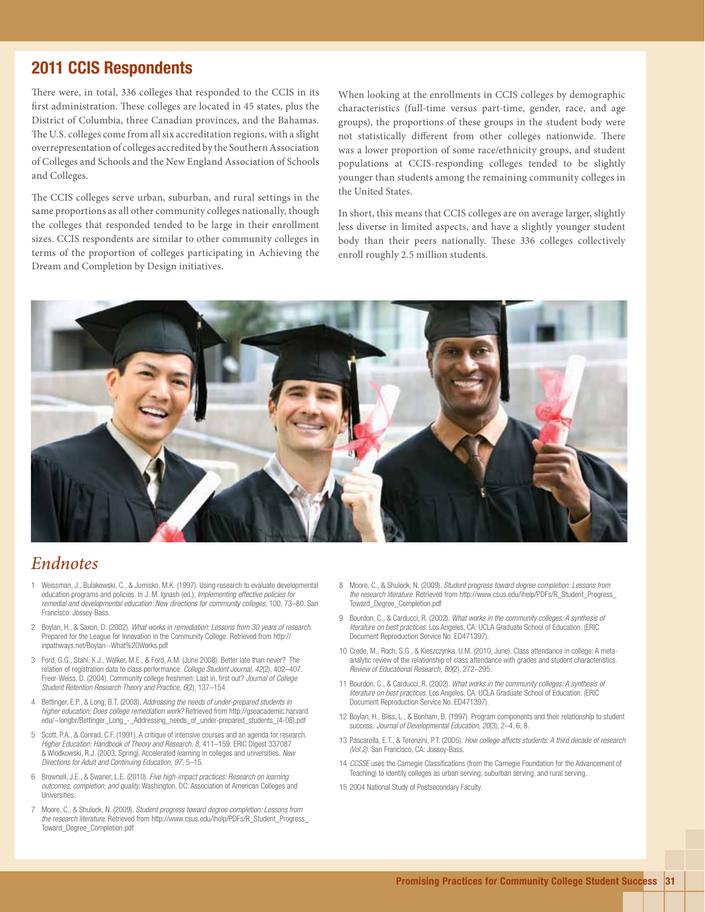## 2011 CCIS Respondents

There were, in total, 336 colleges that responded to the CCIS in its first administration. These colleges are located in 45 states, plus the District of Columbia, three Canadian provinces, and the Bahamas. The U.S. colleges come from all six accreditation regions, with a slight overrepresentation of colleges accredited by the Southern Association of Colleges and Schools and the New England Association of Schools and Colleges.

The CCIS colleges serve urban, suburban, and rural settings in the same proportions as all other community colleges nationally, though the colleges that responded tended to be large in their enrollment sizes. CCIS respondents are similar to other community colleges in terms of the proportion of colleges participating in Achieving the Dream and Completion by Design initiatives.

When looking at the enrollments in CCIS colleges by demographic characteristics (full-time versus part-time, gender, race, and age groups), the proportions of these groups in the student body were not statistically different from other colleges nationwide. There was a lower proportion of some race/ethnicity groups, and student populations at CCIS-responding colleges tended to be slightly younger than students among the remaining community colleges in the United States.

In short, this means that CCIS colleges are on average larger, slightly less diverse in limited aspects, and have a slightly younger student body than their peers nationally. These 336 colleges collectively enroll roughly 2.5 million students.

## *Endnotes*

1. Weissman, J., Bulakowski, C., & Jumisko, M.K. (1997). Using research to evaluate developmental education programs and policies. In J. M. Ignash (ed.), *Implementing effective policies for remedial and developmental education: New directions for community colleges,* 100, 73–80. San Francisco: Jossey-Bass.
2. Boylan, H., & Saxon, D. (2002). *What works in remediation: Lessons from 30 years of research.* Prepared for the League for Innovation in the Community College. Retrieved from http://inpathways.net/Boylan--What%20Works.pdf
3. Ford, G.G., Stahl, K.J., Walker, M.E., & Ford, A.M. (June 2008). Better late than never? The relation of registration data to class performance. *College Student Journal, 42*(2), 402–407. Freer-Weiss, D. (2004). Community college freshmen: Last in, first out? *Journal of College Student Retention Research Theory and Practice, 6*(2), 137–154.
4. Bettinger, E.P., & Long, B.T. (2008). *Addressing the needs of under-prepared students in higher education: Does college remediation work?* Retrieved from http://gseacademic.harvard.edu/~longbr/Bettinger_Long_-_Addressing_needs_of_under-prepared_students_(4-08).pdf
5. Scott, P.A., & Conrad, C.F. (1991). A critique of intensive courses and an agenda for research. *Higher Education: Handbook of Theory and Research, 8,* 411–159. ERIC Digest 337087 & Wlodkowski, R.J. (2003, Spring). Accelerated learning in colleges and universities. *New Directions for Adult and Continuing Education, 97,* 5–15.
6. Brownell, J.E., & Swaner, L.E. (2010). *Five high-impact practices: Research on learning outcomes, completion, and quality.* Washington, DC: Association of American Colleges and Universities.
7. Moore, C., & Shulock, N. (2009). *Student progress toward degree completion: Lessons from the research literature.* Retrieved from http://www.csus.edu/ihelp/PDFs/R_Student_Progress_Toward_Degree_Completion.pdf
8. Moore, C., & Shulock, N. (2009). *Student progress toward degree completion: Lessons from the research literature.* Retrieved from http://www.csus.edu/ihelp/PDFs/R_Student_Progress_Toward_Degree_Completion.pdf
9. Bourdon, C., & Carducci, R. (2002). *What works in the community colleges: A synthesis of literature on best practices.* Los Angeles, CA: UCLA Graduate School of Education. (ERIC Document Reproduction Service No. ED471397).
10. Crede, M., Roch, S.G., & Kieszczynka, U.M. (2010, June). Class attendance in college: A meta-analytic review of the relationship of class attendance with grades and student characteristics. *Review of Educational Research, 80*(2), 272–295.
11. Bourdon, C., & Carducci, R. (2002). *What works in the community colleges: A synthesis of literature on best practices.* Los Angeles, CA: UCLA Graduate School of Education. (ERIC Document Reproduction Service No. ED471397).
12. Boylan, H., Bliss, L., & Bonham, B. (1997). Program components and their relationship to student success. *Journal of Developmental Education, 20*(3), 2–4, 6, 8.
13. Pascarella, E.T., & Terenzini, P.T. (2005). *How college affects students: A third decade of research (Vol.2).* San Francisco, CA: Jossey-Bass.
14. *CCSSE* uses the Carnegie Classifications (from the Carnegie Foundation for the Advancement of Teaching) to identify colleges as urban serving, suburban serving, and rural serving.
15. 2004 National Study of Postsecondary Faculty.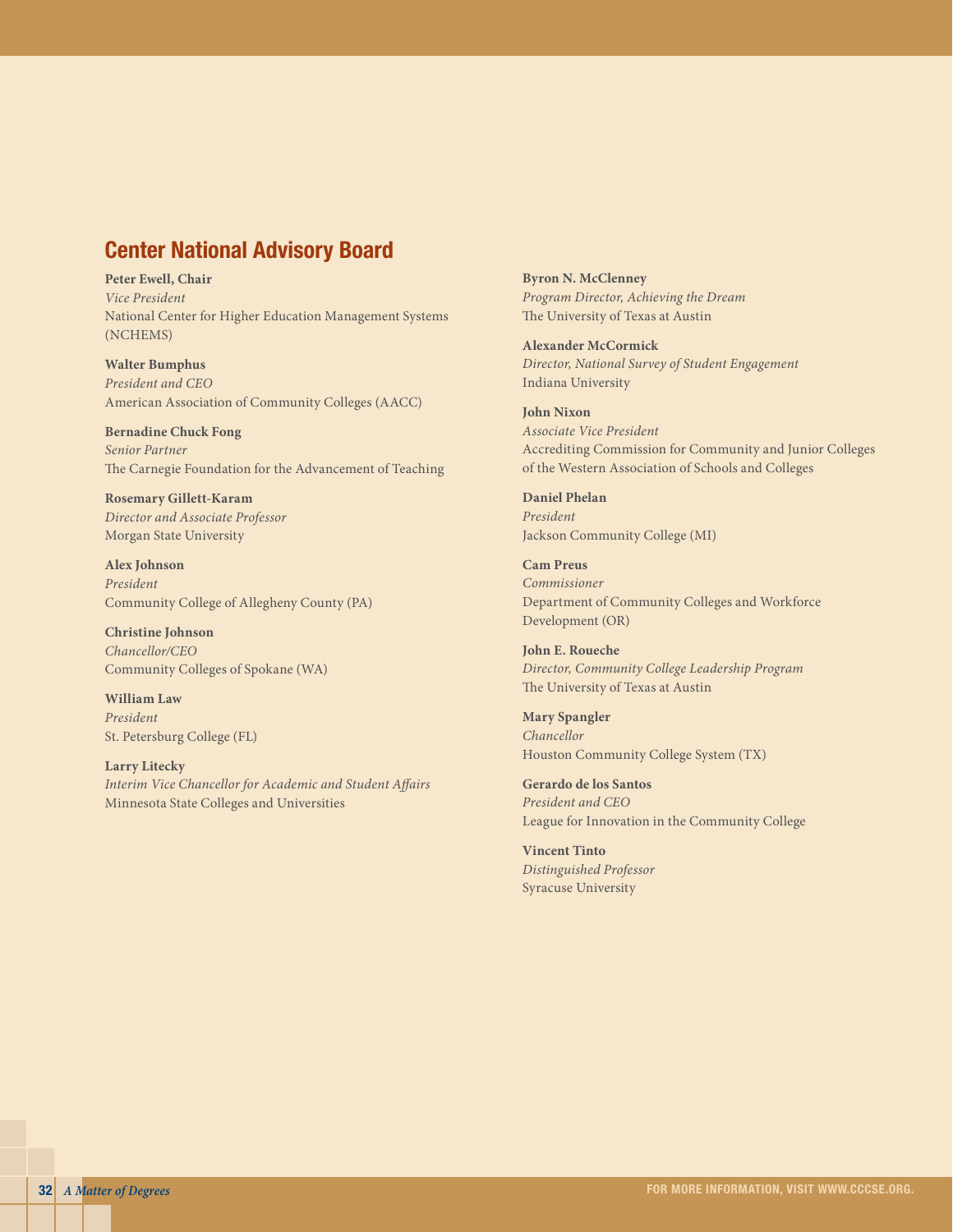## Center National Advisory Board

**Peter Ewell, Chair**
*Vice President*
National Center for Higher Education Management Systems (NCHEMS)

**Walter Bumphus**
*President and CEO*
American Association of Community Colleges (AACC)

**Bernadine Chuck Fong**
*Senior Partner*
The Carnegie Foundation for the Advancement of Teaching

**Rosemary Gillett-Karam**
*Director and Associate Professor*
Morgan State University

**Alex Johnson**
*President*
Community College of Allegheny County (PA)

**Christine Johnson**
*Chancellor/CEO*
Community Colleges of Spokane (WA)

**William Law**
*President*
St. Petersburg College (FL)

**Larry Litecky**
*Interim Vice Chancellor for Academic and Student Affairs*
Minnesota State Colleges and Universities

**Byron N. McClenney**
*Program Director, Achieving the Dream*
The University of Texas at Austin

**Alexander McCormick**
*Director, National Survey of Student Engagement*
Indiana University

**John Nixon**
*Associate Vice President*
Accrediting Commission for Community and Junior Colleges of the Western Association of Schools and Colleges

**Daniel Phelan**
*President*
Jackson Community College (MI)

**Cam Preus**
*Commissioner*
Department of Community Colleges and Workforce Development (OR)

**John E. Roueche**
*Director, Community College Leadership Program*
The University of Texas at Austin

**Mary Spangler**
*Chancellor*
Houston Community College System (TX)

**Gerardo de los Santos**
*President and CEO*
League for Innovation in the Community College

**Vincent Tinto**
*Distinguished Professor*
Syracuse University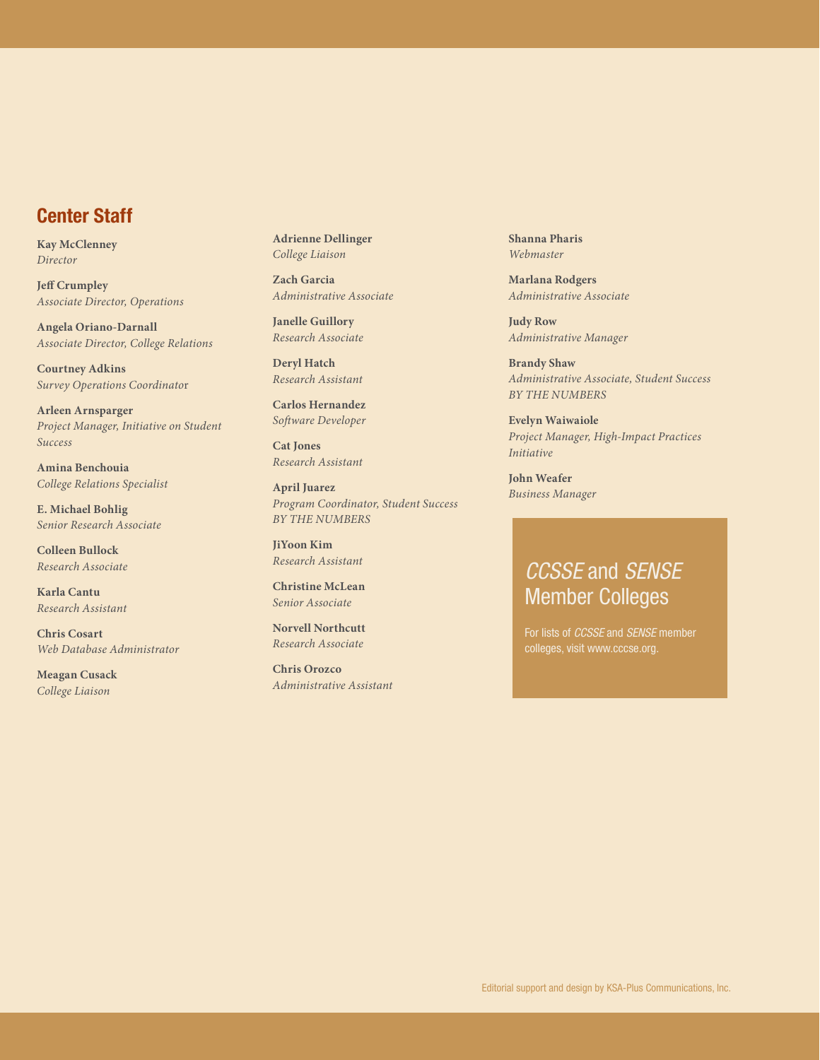## Center Staff

**Kay McClenney**
*Director*

**Jeff Crumpley**
*Associate Director, Operations*

**Angela Oriano-Darnall**
*Associate Director, College Relations*

**Courtney Adkins**
*Survey Operations Coordinator*

**Arleen Arnsparger**
*Project Manager, Initiative on Student Success*

**Amina Benchouia**
*College Relations Specialist*

**E. Michael Bohlig**
*Senior Research Associate*

**Colleen Bullock**
*Research Associate*

**Karla Cantu**
*Research Assistant*

**Chris Cosart**
*Web Database Administrator*

**Meagan Cusack**
*College Liaison*

**Adrienne Dellinger**
*College Liaison*

**Zach Garcia**
*Administrative Associate*

**Janelle Guillory**
*Research Associate*

**Deryl Hatch**
*Research Assistant*

**Carlos Hernandez**
*Software Developer*

**Cat Jones**
*Research Assistant*

**April Juarez**
*Program Coordinator, Student Success BY THE NUMBERS*

**JiYoon Kim**
*Research Assistant*

**Christine McLean**
*Senior Associate*

**Norvell Northcutt**
*Research Associate*

**Chris Orozco**
*Administrative Assistant*

**Shanna Pharis**
*Webmaster*

**Marlana Rodgers**
*Administrative Associate*

**Judy Row**
*Administrative Manager*

**Brandy Shaw**
*Administrative Associate, Student Success BY THE NUMBERS*

**Evelyn Waiwaiole**
*Project Manager, High-Impact Practices Initiative*

**John Weafer**
*Business Manager*

## *CCSSE* and *SENSE* Member Colleges

For lists of *CCSSE* and *SENSE* member colleges, visit www.cccse.org.

Editorial support and design by KSA-Plus Communications, Inc.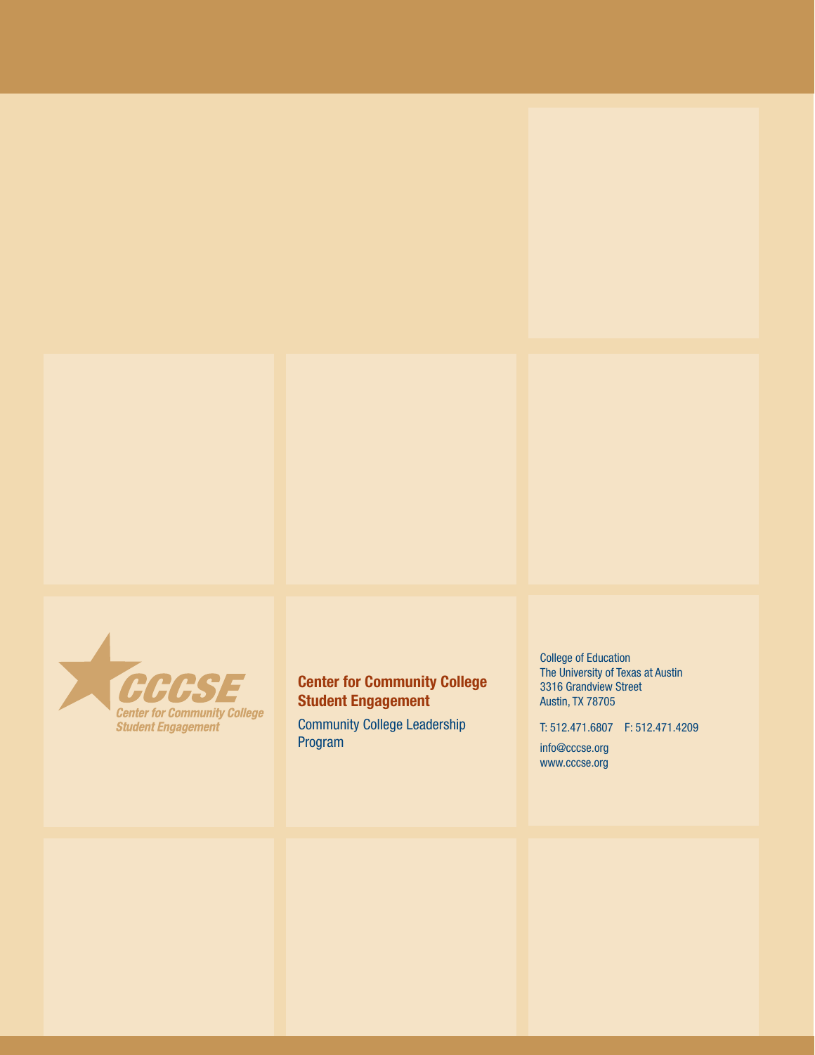CCCSE
Center for Community College Student Engagement

**Center for Community College Student Engagement**

Community College Leadership Program

College of Education
The University of Texas at Austin
3316 Grandview Street
Austin, TX 78705

T: 512.471.6807 F: 512.471.4209

info@cccse.org
www.cccse.org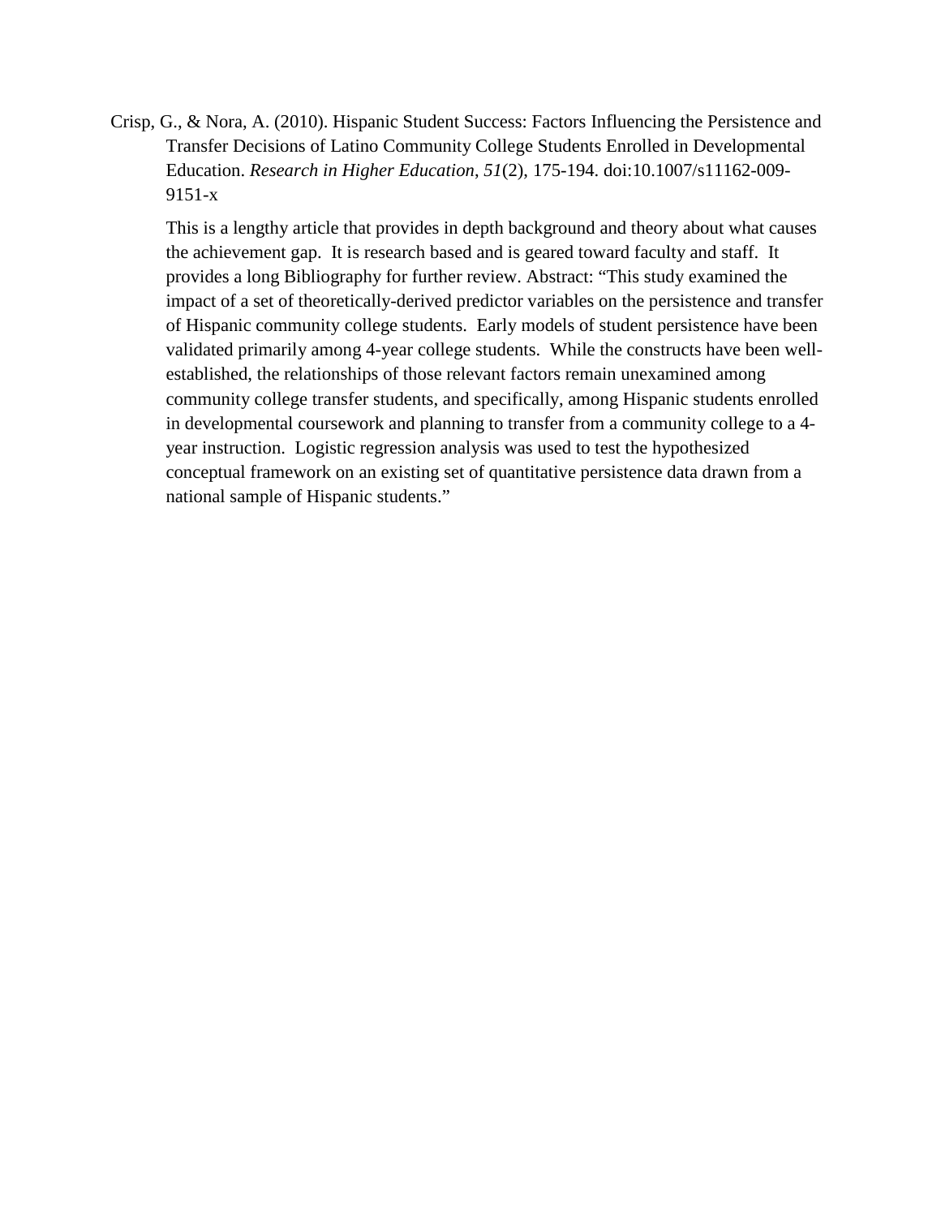Crisp, G., & Nora, A. (2010). Hispanic Student Success: Factors Influencing the Persistence and Transfer Decisions of Latino Community College Students Enrolled in Developmental Education. *Research in Higher Education*, *51*(2), 175-194. doi:10.1007/s11162-009-9151-x

This is a lengthy article that provides in depth background and theory about what causes the achievement gap. It is research based and is geared toward faculty and staff. It provides a long Bibliography for further review. Abstract: "This study examined the impact of a set of theoretically-derived predictor variables on the persistence and transfer of Hispanic community college students. Early models of student persistence have been validated primarily among 4-year college students. While the constructs have been well-established, the relationships of those relevant factors remain unexamined among community college transfer students, and specifically, among Hispanic students enrolled in developmental coursework and planning to transfer from a community college to a 4-year instruction. Logistic regression analysis was used to test the hypothesized conceptual framework on an existing set of quantitative persistence data drawn from a national sample of Hispanic students."